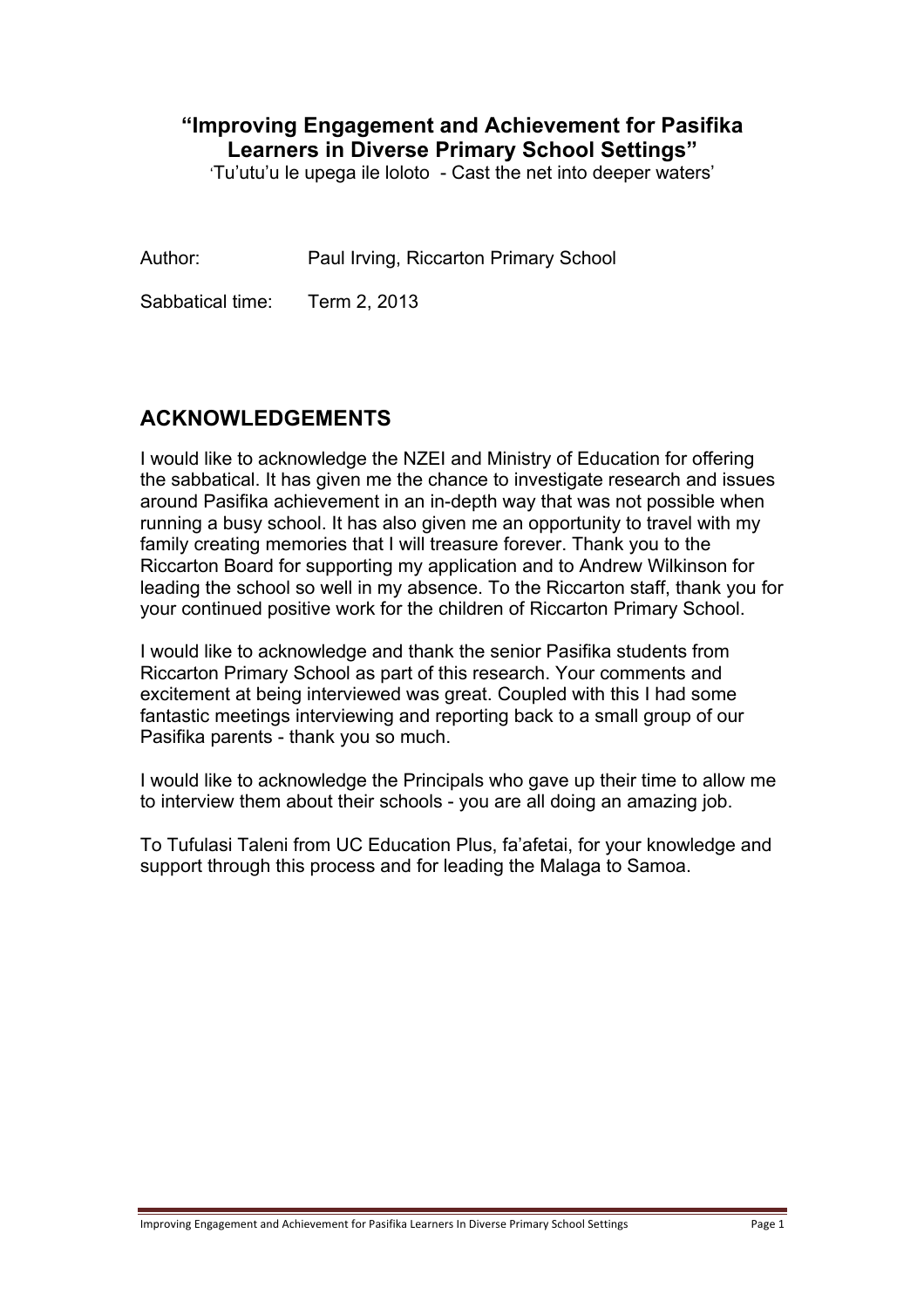# "Improving Engagement and Achievement for Pasifika Learners in Diverse Primary School Settings"

'Tu'utu'u le upega ile loloto - Cast the net into deeper waters'

Author: Paul Irving, Riccarton Primary School

Sabbatical time: Term 2, 2013

## ACKNOWLEDGEMENTS

I would like to acknowledge the NZEI and Ministry of Education for offering the sabbatical. It has given me the chance to investigate research and issues around Pasifika achievement in an in-depth way that was not possible when running a busy school. It has also given me an opportunity to travel with my family creating memories that I will treasure forever. Thank you to the Riccarton Board for supporting my application and to Andrew Wilkinson for leading the school so well in my absence. To the Riccarton staff, thank you for your continued positive work for the children of Riccarton Primary School.

I would like to acknowledge and thank the senior Pasifika students from Riccarton Primary School as part of this research. Your comments and excitement at being interviewed was great. Coupled with this I had some fantastic meetings interviewing and reporting back to a small group of our Pasifika parents - thank you so much.

I would like to acknowledge the Principals who gave up their time to allow me to interview them about their schools - you are all doing an amazing job.

To Tufulasi Taleni from UC Education Plus, fa'afetai, for your knowledge and support through this process and for leading the Malaga to Samoa.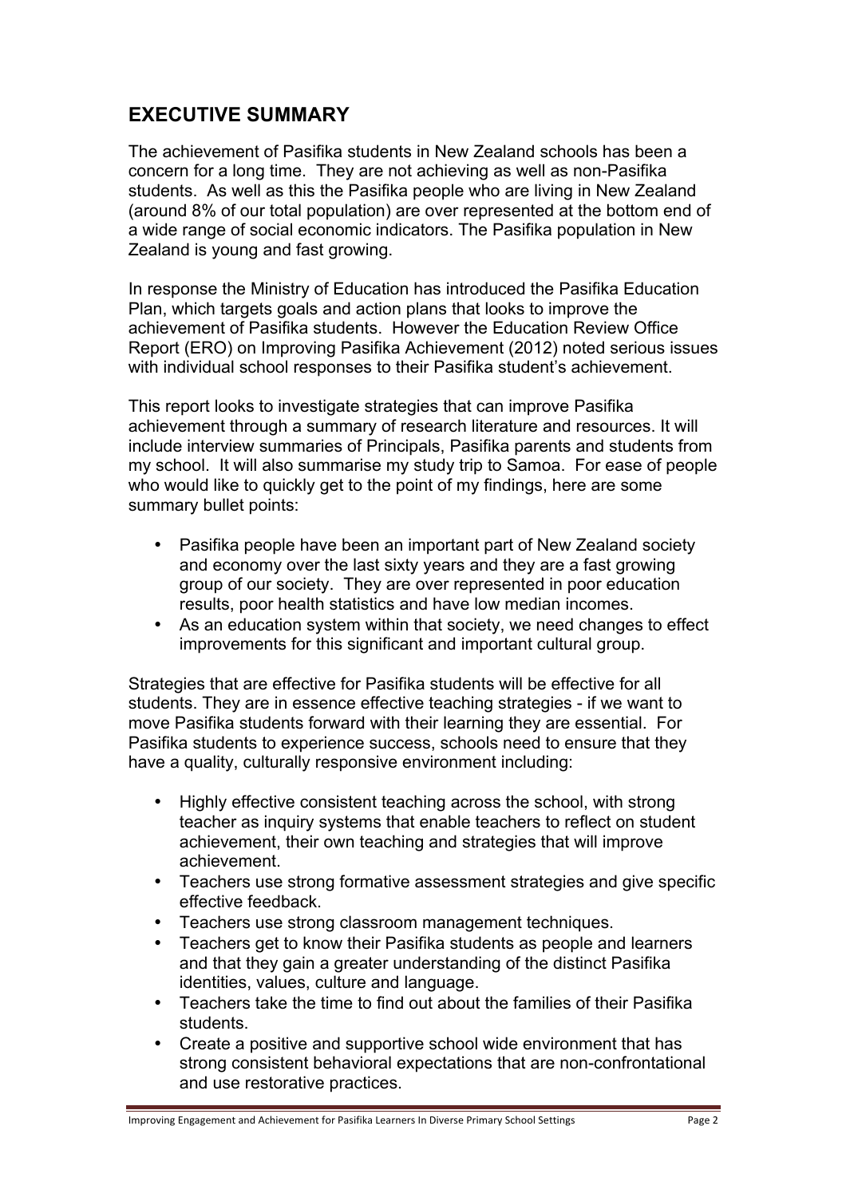## EXECUTIVE SUMMARY

The achievement of Pasifika students in New Zealand schools has been a concern for a long time. They are not achieving as well as non-Pasifika students. As well as this the Pasifika people who are living in New Zealand (around 8% of our total population) are over represented at the bottom end of a wide range of social economic indicators. The Pasifika population in New Zealand is young and fast growing.

In response the Ministry of Education has introduced the Pasifika Education Plan, which targets goals and action plans that looks to improve the achievement of Pasifika students. However the Education Review Office Report (ERO) on Improving Pasifika Achievement (2012) noted serious issues with individual school responses to their Pasifika student's achievement.

This report looks to investigate strategies that can improve Pasifika achievement through a summary of research literature and resources. It will include interview summaries of Principals, Pasifika parents and students from my school. It will also summarise my study trip to Samoa. For ease of people who would like to quickly get to the point of my findings, here are some summary bullet points:

- Pasifika people have been an important part of New Zealand society and economy over the last sixty years and they are a fast growing group of our society. They are over represented in poor education results, poor health statistics and have low median incomes.
- As an education system within that society, we need changes to effect improvements for this significant and important cultural group.

Strategies that are effective for Pasifika students will be effective for all students. They are in essence effective teaching strategies - if we want to move Pasifika students forward with their learning they are essential. For Pasifika students to experience success, schools need to ensure that they have a quality, culturally responsive environment including:

- Highly effective consistent teaching across the school, with strong teacher as inquiry systems that enable teachers to reflect on student achievement, their own teaching and strategies that will improve achievement.
- Teachers use strong formative assessment strategies and give specific effective feedback.
- Teachers use strong classroom management techniques.
- Teachers get to know their Pasifika students as people and learners and that they gain a greater understanding of the distinct Pasifika identities, values, culture and language.
- Teachers take the time to find out about the families of their Pasifika students.
- Create a positive and supportive school wide environment that has strong consistent behavioral expectations that are non-confrontational and use restorative practices.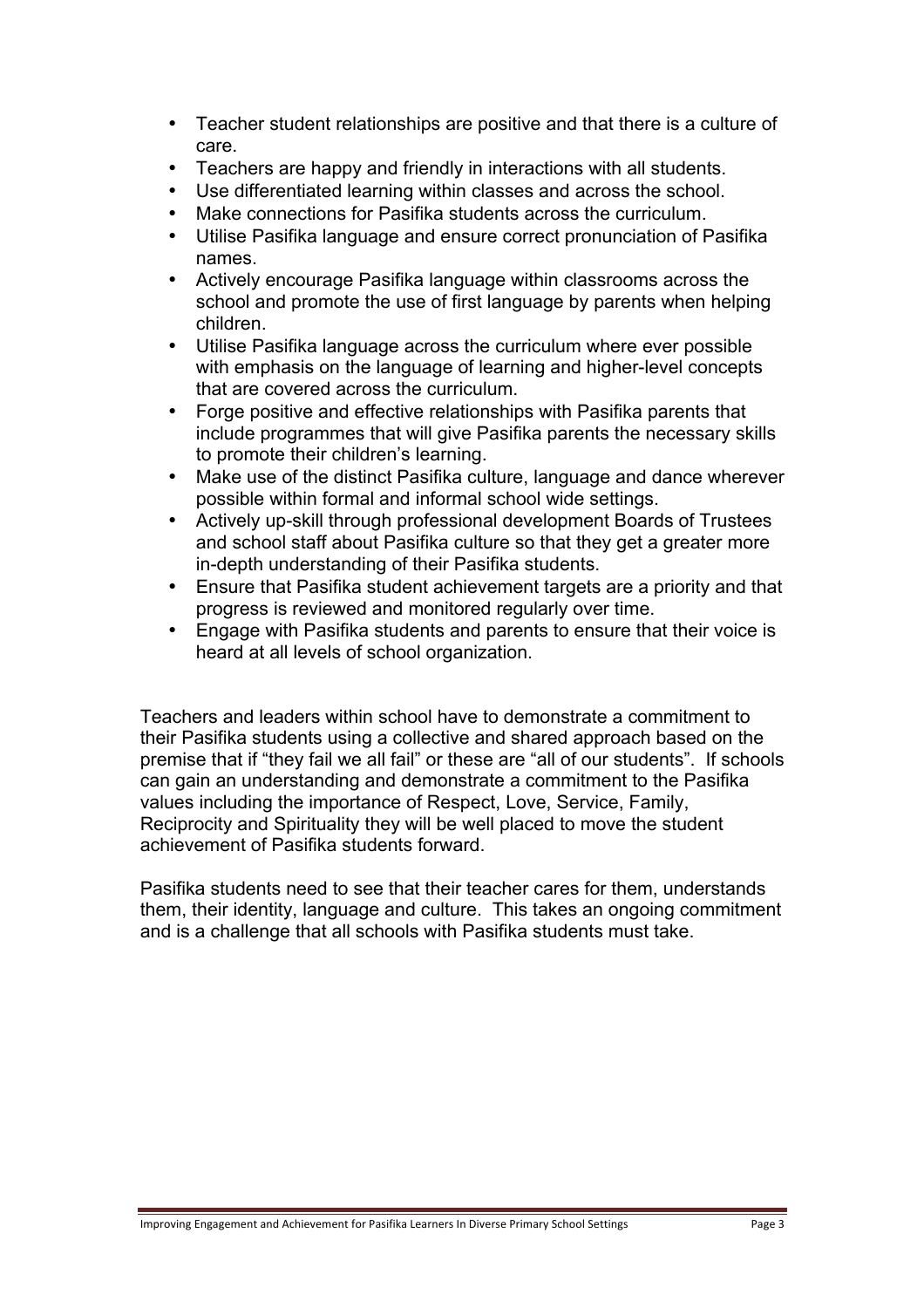- Teacher student relationships are positive and that there is a culture of care.
- Teachers are happy and friendly in interactions with all students.
- Use differentiated learning within classes and across the school.
- Make connections for Pasifika students across the curriculum.
- Utilise Pasifika language and ensure correct pronunciation of Pasifika names.
- Actively encourage Pasifika language within classrooms across the school and promote the use of first language by parents when helping children.
- Utilise Pasifika language across the curriculum where ever possible with emphasis on the language of learning and higher-level concepts that are covered across the curriculum.
- Forge positive and effective relationships with Pasifika parents that include programmes that will give Pasifika parents the necessary skills to promote their children's learning.
- Make use of the distinct Pasifika culture, language and dance wherever possible within formal and informal school wide settings.
- Actively up-skill through professional development Boards of Trustees and school staff about Pasifika culture so that they get a greater more in-depth understanding of their Pasifika students.
- Ensure that Pasifika student achievement targets are a priority and that progress is reviewed and monitored regularly over time.
- Engage with Pasifika students and parents to ensure that their voice is heard at all levels of school organization.

Teachers and leaders within school have to demonstrate a commitment to their Pasifika students using a collective and shared approach based on the premise that if "they fail we all fail" or these are "all of our students". If schools can gain an understanding and demonstrate a commitment to the Pasifika values including the importance of Respect, Love, Service, Family, Reciprocity and Spirituality they will be well placed to move the student achievement of Pasifika students forward.

Pasifika students need to see that their teacher cares for them, understands them, their identity, language and culture. This takes an ongoing commitment and is a challenge that all schools with Pasifika students must take.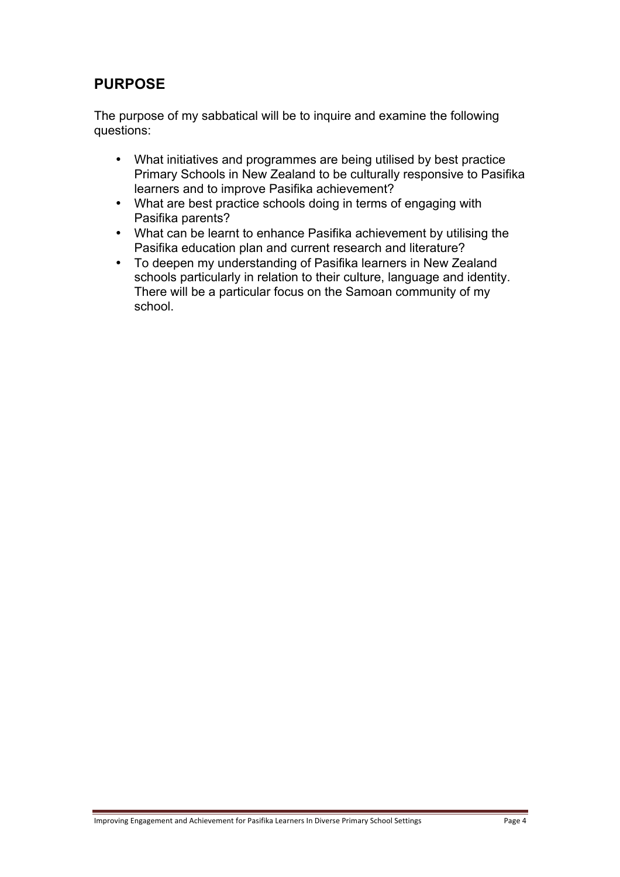## PURPOSE

The purpose of my sabbatical will be to inquire and examine the following questions:

- What initiatives and programmes are being utilised by best practice Primary Schools in New Zealand to be culturally responsive to Pasifika learners and to improve Pasifika achievement?
- What are best practice schools doing in terms of engaging with Pasifika parents?
- What can be learnt to enhance Pasifika achievement by utilising the Pasifika education plan and current research and literature?
- To deepen my understanding of Pasifika learners in New Zealand schools particularly in relation to their culture, language and identity. There will be a particular focus on the Samoan community of my school.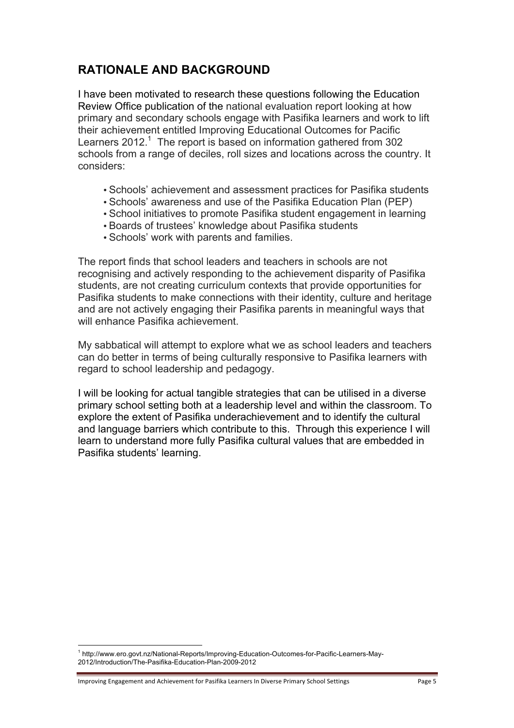## RATIONALE AND BACKGROUND

I have been motivated to research these questions following the Education Review Office publication of the national evaluation report looking at how primary and secondary schools engage with Pasifika learners and work to lift their achievement entitled Improving Educational Outcomes for Pacific Learners 2012.[1] The report is based on information gathered from 302 schools from a range of deciles, roll sizes and locations across the country. It considers:

- Schools' achievement and assessment practices for Pasifika students
- Schools' awareness and use of the Pasifika Education Plan (PEP)
- School initiatives to promote Pasifika student engagement in learning
- Boards of trustees' knowledge about Pasifika students
- Schools' work with parents and families.

The report finds that school leaders and teachers in schools are not recognising and actively responding to the achievement disparity of Pasifika students, are not creating curriculum contexts that provide opportunities for Pasifika students to make connections with their identity, culture and heritage and are not actively engaging their Pasifika parents in meaningful ways that will enhance Pasifika achievement.

My sabbatical will attempt to explore what we as school leaders and teachers can do better in terms of being culturally responsive to Pasifika learners with regard to school leadership and pedagogy.

I will be looking for actual tangible strategies that can be utilised in a diverse primary school setting both at a leadership level and within the classroom. To explore the extent of Pasifika underachievement and to identify the cultural and language barriers which contribute to this. Through this experience I will learn to understand more fully Pasifika cultural values that are embedded in Pasifika students' learning.

[1] http://www.ero.govt.nz/National-Reports/Improving-Education-Outcomes-for-Pacific-Learners-May-2012/Introduction/The-Pasifika-Education-Plan-2009-2012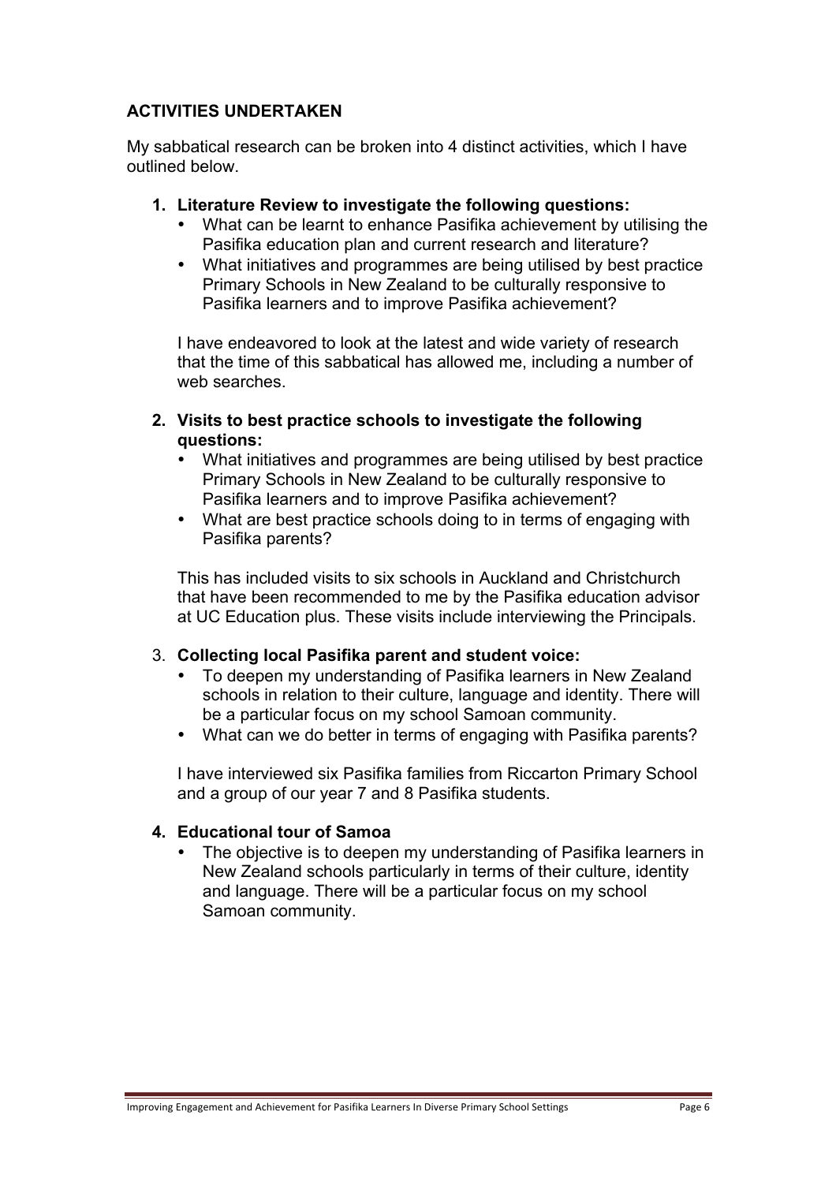## ACTIVITIES UNDERTAKEN

My sabbatical research can be broken into 4 distinct activities, which I have outlined below.

1. **Literature Review to investigate the following questions:**
   - What can be learnt to enhance Pasifika achievement by utilising the Pasifika education plan and current research and literature?
   - What initiatives and programmes are being utilised by best practice Primary Schools in New Zealand to be culturally responsive to Pasifika learners and to improve Pasifika achievement?

   I have endeavored to look at the latest and wide variety of research that the time of this sabbatical has allowed me, including a number of web searches.

2. **Visits to best practice schools to investigate the following questions:**
   - What initiatives and programmes are being utilised by best practice Primary Schools in New Zealand to be culturally responsive to Pasifika learners and to improve Pasifika achievement?
   - What are best practice schools doing to in terms of engaging with Pasifika parents?

   This has included visits to six schools in Auckland and Christchurch that have been recommended to me by the Pasifika education advisor at UC Education plus. These visits include interviewing the Principals.

3. **Collecting local Pasifika parent and student voice:**
   - To deepen my understanding of Pasifika learners in New Zealand schools in relation to their culture, language and identity. There will be a particular focus on my school Samoan community.
   - What can we do better in terms of engaging with Pasifika parents?

   I have interviewed six Pasifika families from Riccarton Primary School and a group of our year 7 and 8 Pasifika students.

4. **Educational tour of Samoa**
   - The objective is to deepen my understanding of Pasifika learners in New Zealand schools particularly in terms of their culture, identity and language. There will be a particular focus on my school Samoan community.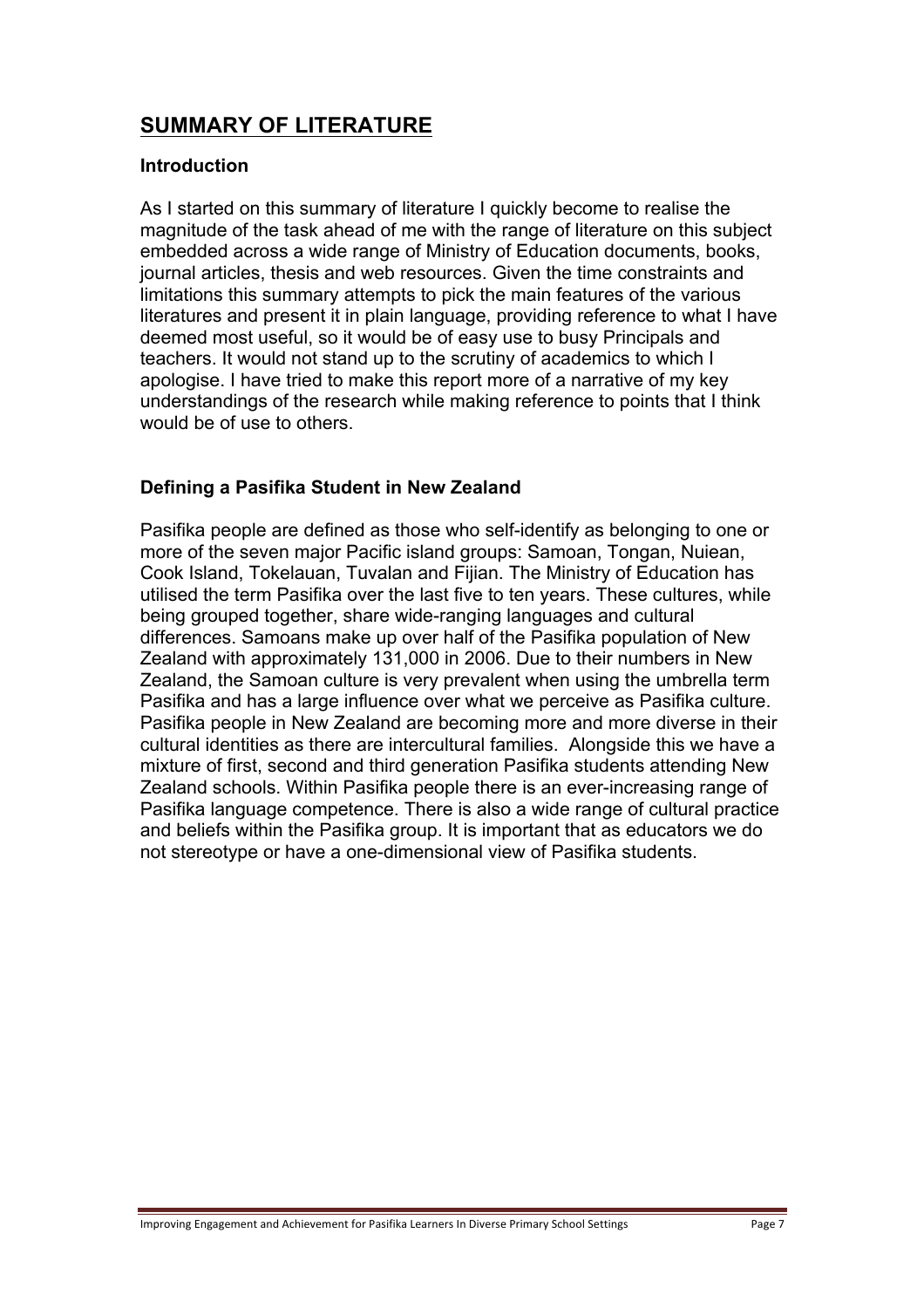# SUMMARY OF LITERATURE

### Introduction

As I started on this summary of literature I quickly become to realise the magnitude of the task ahead of me with the range of literature on this subject embedded across a wide range of Ministry of Education documents, books, journal articles, thesis and web resources. Given the time constraints and limitations this summary attempts to pick the main features of the various literatures and present it in plain language, providing reference to what I have deemed most useful, so it would be of easy use to busy Principals and teachers. It would not stand up to the scrutiny of academics to which I apologise. I have tried to make this report more of a narrative of my key understandings of the research while making reference to points that I think would be of use to others.

### Defining a Pasifika Student in New Zealand

Pasifika people are defined as those who self-identify as belonging to one or more of the seven major Pacific island groups: Samoan, Tongan, Nuiean, Cook Island, Tokelauan, Tuvalan and Fijian. The Ministry of Education has utilised the term Pasifika over the last five to ten years. These cultures, while being grouped together, share wide-ranging languages and cultural differences. Samoans make up over half of the Pasifika population of New Zealand with approximately 131,000 in 2006. Due to their numbers in New Zealand, the Samoan culture is very prevalent when using the umbrella term Pasifika and has a large influence over what we perceive as Pasifika culture. Pasifika people in New Zealand are becoming more and more diverse in their cultural identities as there are intercultural families. Alongside this we have a mixture of first, second and third generation Pasifika students attending New Zealand schools. Within Pasifika people there is an ever-increasing range of Pasifika language competence. There is also a wide range of cultural practice and beliefs within the Pasifika group. It is important that as educators we do not stereotype or have a one-dimensional view of Pasifika students.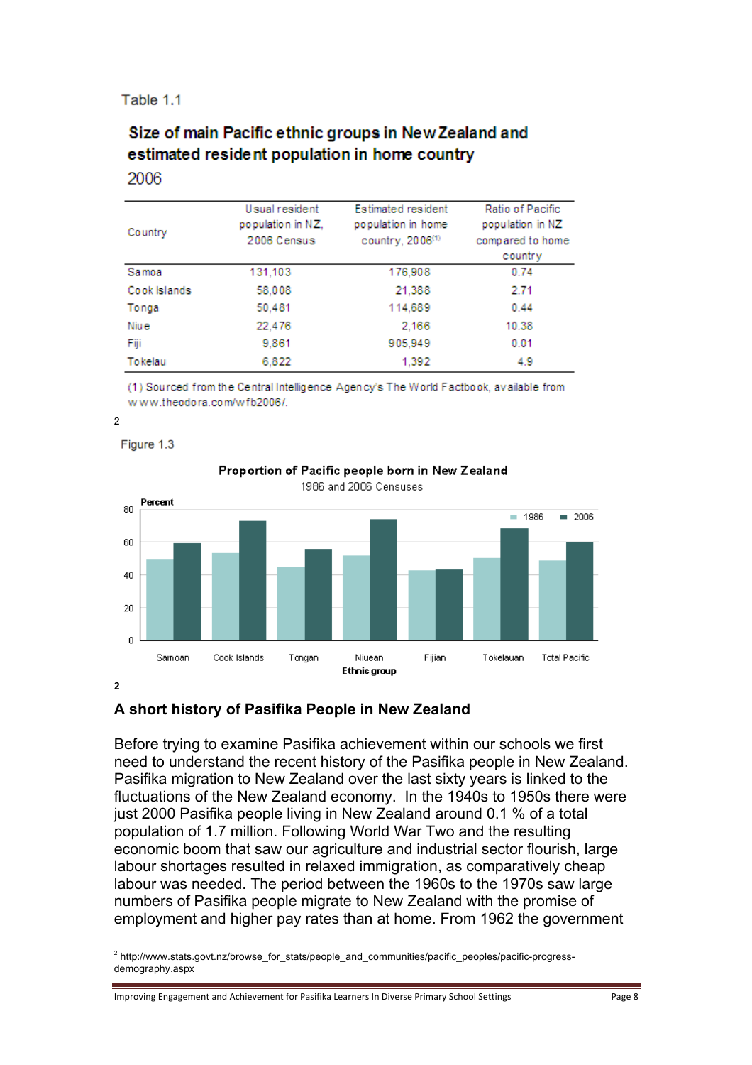Table 1.1

**Size of main Pacific ethnic groups in New Zealand and estimated resident population in home country**

2006

| Country | Usual resident population in NZ, 2006 Census | Estimated resident population in home country, 2006[1] | Ratio of Pacific population in NZ compared to home country |
|---|---|---|---|
| Samoa | 131,103 | 176,908 | 0.74 |
| Cook Islands | 58,008 | 21,388 | 2.71 |
| Tonga | 50,481 | 114,689 | 0.44 |
| Niue | 22,476 | 2,166 | 10.38 |
| Fiji | 9,861 | 905,949 | 0.01 |
| Tokelau | 6,822 | 1,392 | 4.9 |

(1) Sourced from the Central Intelligence Agency's The World Factbook, available from www.theodora.com/wfb2006/.

2

Figure 1.3

**Proportion of Pacific people born in New Zealand**

1986 and 2006 Censuses

Percent

| Ethnic group | 1986 | 2006 |
|---|---|---|
| Samoan | ~49 | ~59 |
| Cook Islands | ~53 | ~73 |
| Tongan | ~45 | ~56 |
| Niuean | ~52 | ~74 |
| Fijian | ~43 | ~43 |
| Tokelauan | ~50 | ~68 |
| Total Pacific | ~49 | ~60 |

Ethnic group

2

## A short history of Pasifika People in New Zealand

Before trying to examine Pasifika achievement within our schools we first need to understand the recent history of the Pasifika people in New Zealand. Pasifika migration to New Zealand over the last sixty years is linked to the fluctuations of the New Zealand economy. In the 1940s to 1950s there were just 2000 Pasifika people living in New Zealand around 0.1 % of a total population of 1.7 million. Following World War Two and the resulting economic boom that saw our agriculture and industrial sector flourish, large labour shortages resulted in relaxed immigration, as comparatively cheap labour was needed. The period between the 1960s to the 1970s saw large numbers of Pasifika people migrate to New Zealand with the promise of employment and higher pay rates than at home. From 1962 the government

[2] http://www.stats.govt.nz/browse_for_stats/people_and_communities/pacific_peoples/pacific-progress-demography.aspx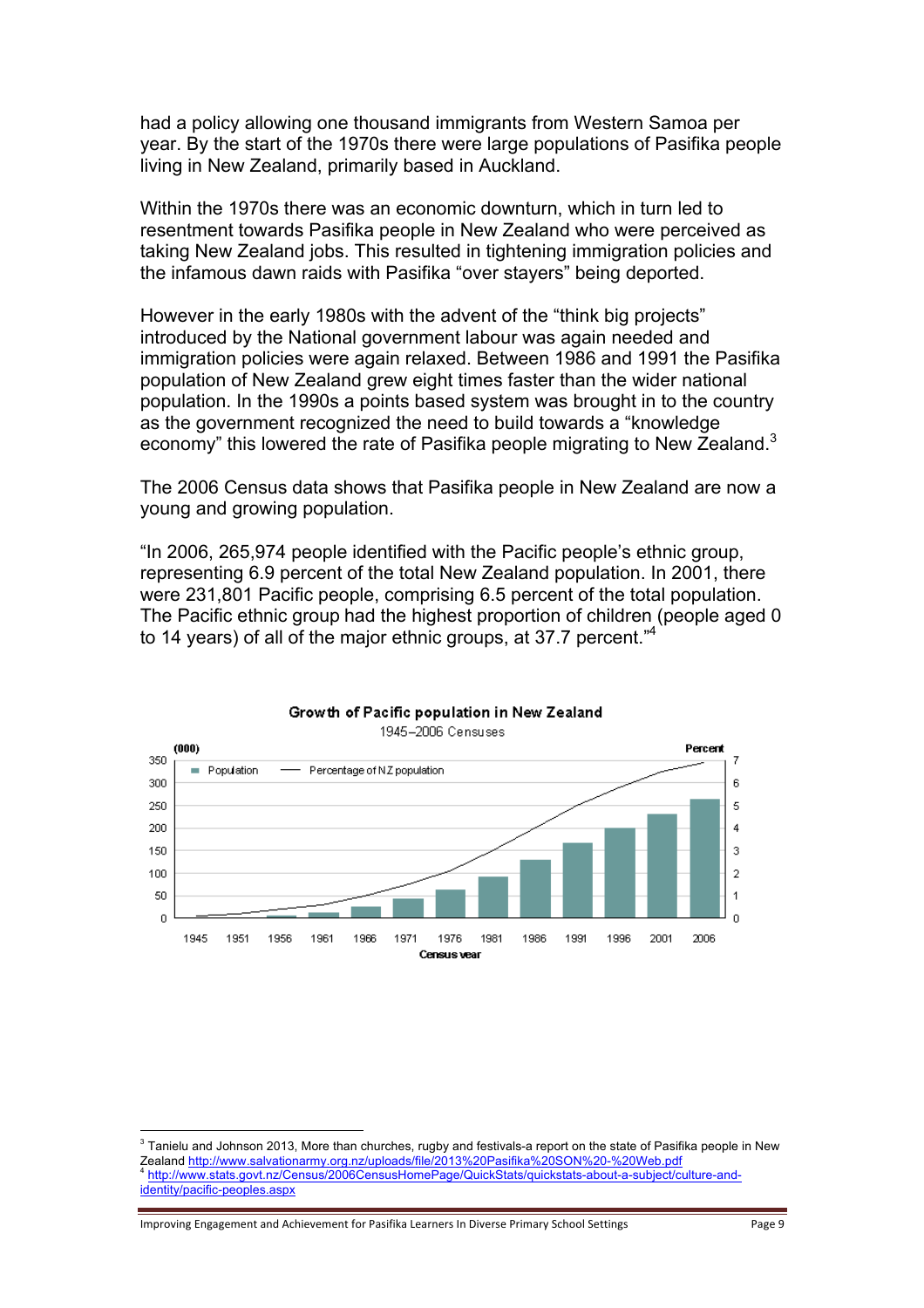had a policy allowing one thousand immigrants from Western Samoa per year. By the start of the 1970s there were large populations of Pasifika people living in New Zealand, primarily based in Auckland.

Within the 1970s there was an economic downturn, which in turn led to resentment towards Pasifika people in New Zealand who were perceived as taking New Zealand jobs. This resulted in tightening immigration policies and the infamous dawn raids with Pasifika "over stayers" being deported.

However in the early 1980s with the advent of the "think big projects" introduced by the National government labour was again needed and immigration policies were again relaxed. Between 1986 and 1991 the Pasifika population of New Zealand grew eight times faster than the wider national population. In the 1990s a points based system was brought in to the country as the government recognized the need to build towards a "knowledge economy" this lowered the rate of Pasifika people migrating to New Zealand.[3]

The 2006 Census data shows that Pasifika people in New Zealand are now a young and growing population.

"In 2006, 265,974 people identified with the Pacific people's ethnic group, representing 6.9 percent of the total New Zealand population. In 2001, there were 231,801 Pacific people, comprising 6.5 percent of the total population. The Pacific ethnic group had the highest proportion of children (people aged 0 to 14 years) of all of the major ethnic groups, at 37.7 percent."[4]

**Growth of Pacific population in New Zealand**
1945–2006 Censuses

---

[3] Tanielu and Johnson 2013, More than churches, rugby and festivals-a report on the state of Pasifika people in New Zealand http://www.salvationarmy.org.nz/uploads/file/2013%20Pasifika%20SON%20-%20Web.pdf

[4] http://www.stats.govt.nz/Census/2006CensusHomePage/QuickStats/quickstats-about-a-subject/culture-and-identity/pacific-peoples.aspx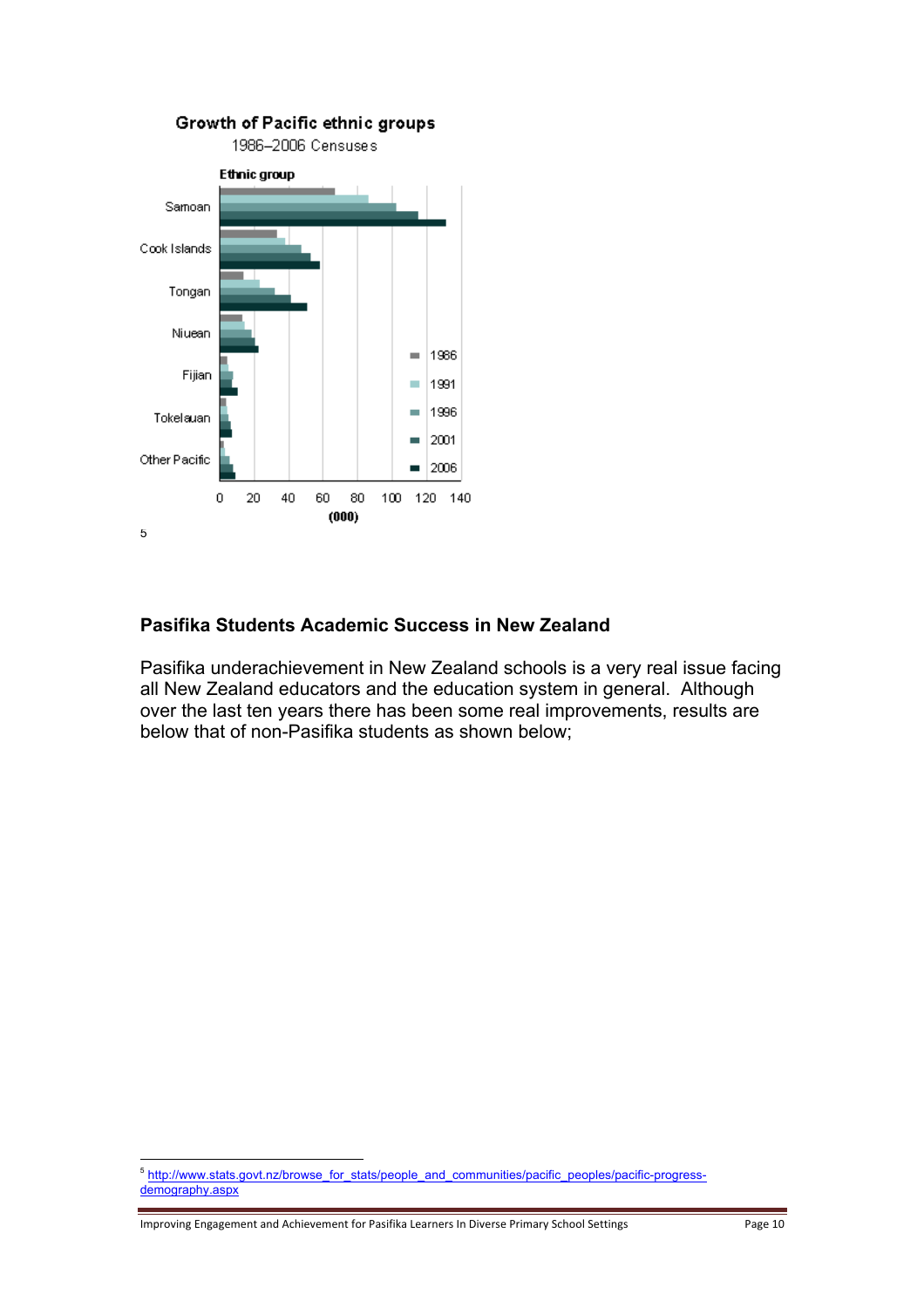**Growth of Pacific ethnic groups**

1986–2006 Censuses

[5]

## Pasifika Students Academic Success in New Zealand

Pasifika underachievement in New Zealand schools is a very real issue facing all New Zealand educators and the education system in general. Although over the last ten years there has been some real improvements, results are below that of non-Pasifika students as shown below;

---

[5] http://www.stats.govt.nz/browse_for_stats/people_and_communities/pacific_peoples/pacific-progress-demography.aspx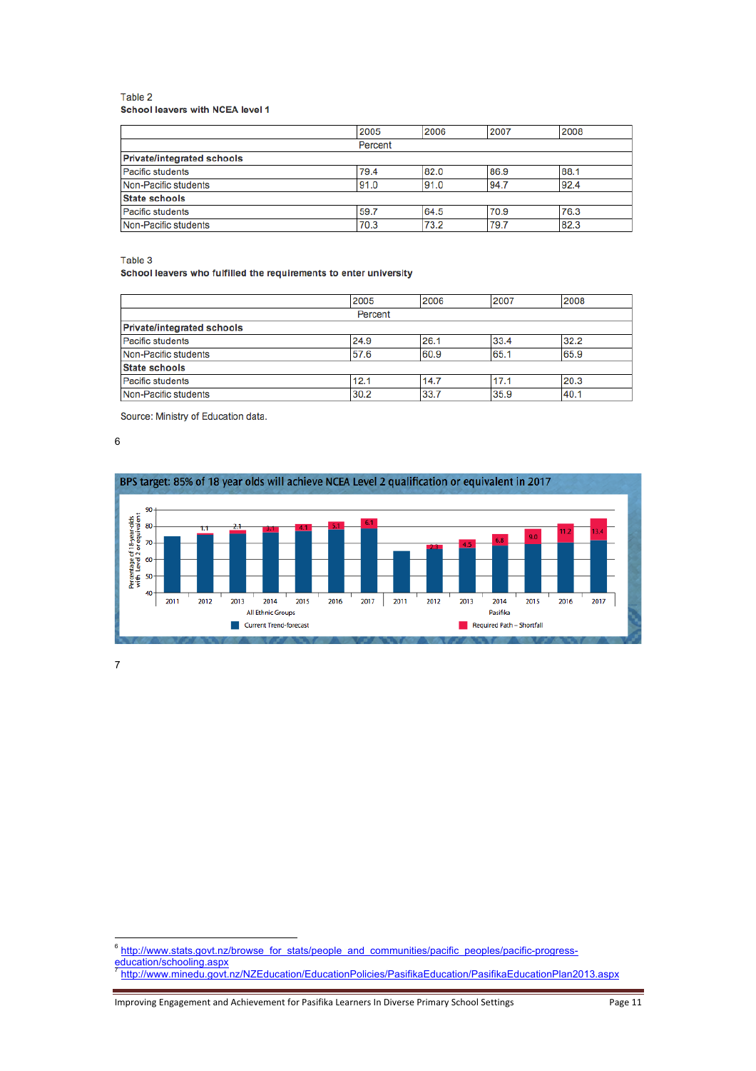Table 2

**School leavers with NCEA level 1**

| | 2005 | 2006 | 2007 | 2008 |
|---|---|---|---|---|
| | Percent | | | |
| **Private/integrated schools** | | | | |
| Pacific students | 79.4 | 82.0 | 86.9 | 88.1 |
| Non-Pacific students | 91.0 | 91.0 | 94.7 | 92.4 |
| **State schools** | | | | |
| Pacific students | 59.7 | 64.5 | 70.9 | 76.3 |
| Non-Pacific students | 70.3 | 73.2 | 79.7 | 82.3 |

Table 3

**School leavers who fulfilled the requirements to enter university**

| | 2005 | 2006 | 2007 | 2008 |
|---|---|---|---|---|
| | Percent | | | |
| **Private/integrated schools** | | | | |
| Pacific students | 24.9 | 26.1 | 33.4 | 32.2 |
| Non-Pacific students | 57.6 | 60.9 | 65.1 | 65.9 |
| **State schools** | | | | |
| Pacific students | 12.1 | 14.7 | 17.1 | 20.3 |
| Non-Pacific students | 30.2 | 33.7 | 35.9 | 40.1 |

Source: Ministry of Education data.

6

BPS target: 85% of 18 year olds will achieve NCEA Level 2 qualification or equivalent in 2017

7

---

[6] http://www.stats.govt.nz/browse_for_stats/people_and_communities/pacific_peoples/pacific-progress-education/schooling.aspx

[7] http://www.minedu.govt.nz/NZEducation/EducationPolicies/PasifikaEducation/PasifikaEducationPlan2013.aspx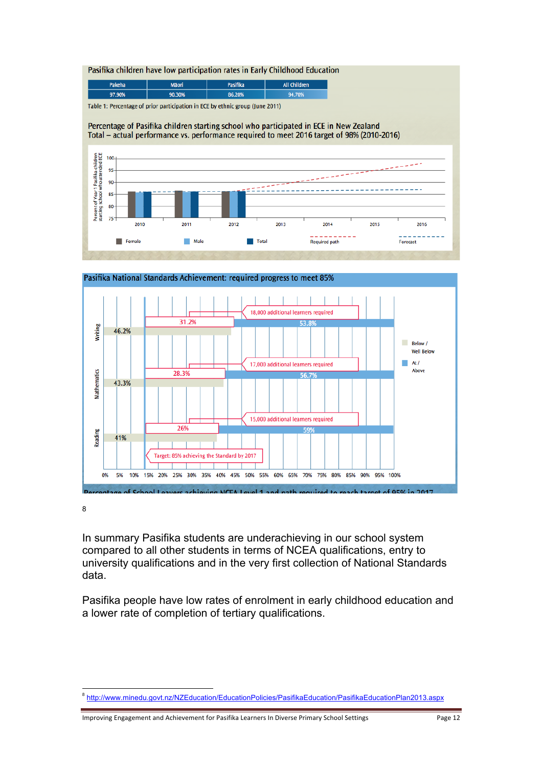## Pasifika children have low participation rates in Early Childhood Education

| Pakeha | Māori | Pasifika | All Children |
|---|---|---|---|
| 97.90% | 90.30% | 86.20% | 94.70% |

Table 1: Percentage of prior participation in ECE by ethnic group (June 2011)

Percentage of Pasifika children starting school who participated in ECE in New Zealand
Total – actual performance vs. performance required to meet 2016 target of 98% (2010-2016)

Pasifika National Standards Achievement: required progress to meet 85%

| | Below / Well Below | At / Above | Additional learners required |
|---|---|---|---|
| Writing | 46.2% | 53.8% | 18,000 additional learners required |
| Mathematics | 43.3% | 56.7% | 17,000 additional learners required |
| Reading | 41% | 59% | 15,000 additional learners required |

Target: 85% achieving the Standard by 2017

Percentage of School Leavers achieving NCEA Level 1 and path required to reach target of 95% in 2017

8

In summary Pasifika students are underachieving in our school system compared to all other students in terms of NCEA qualifications, entry to university qualifications and in the very first collection of National Standards data.

Pasifika people have low rates of enrolment in early childhood education and a lower rate of completion of tertiary qualifications.

---

[8] http://www.minedu.govt.nz/NZEducation/EducationPolicies/PasifikaEducation/PasifikaEducationPlan2013.aspx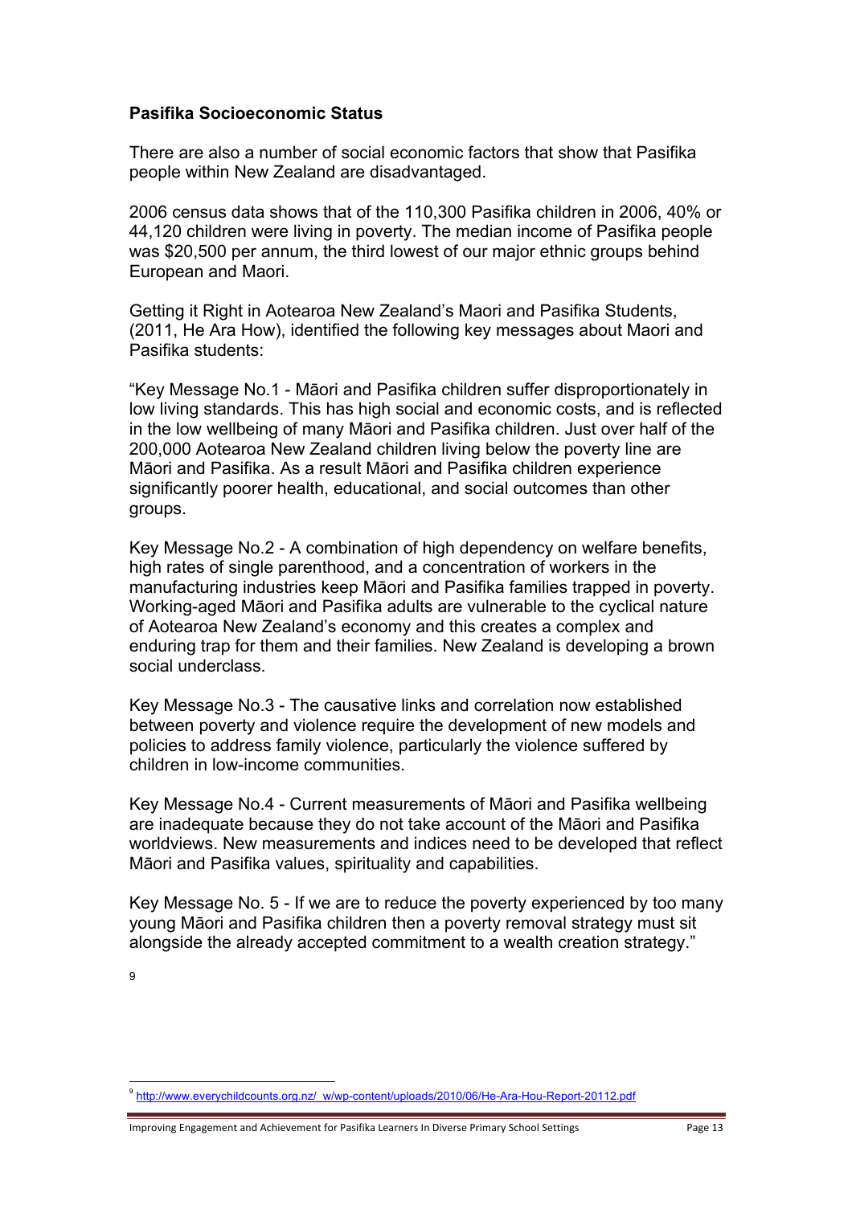**Pasifika Socioeconomic Status**

There are also a number of social economic factors that show that Pasifika people within New Zealand are disadvantaged.

2006 census data shows that of the 110,300 Pasifika children in 2006, 40% or 44,120 children were living in poverty. The median income of Pasifika people was $20,500 per annum, the third lowest of our major ethnic groups behind European and Maori.

Getting it Right in Aotearoa New Zealand's Maori and Pasifika Students, (2011, He Ara How), identified the following key messages about Maori and Pasifika students:

"Key Message No.1 - Māori and Pasifika children suffer disproportionately in low living standards. This has high social and economic costs, and is reflected in the low wellbeing of many Māori and Pasifika children. Just over half of the 200,000 Aotearoa New Zealand children living below the poverty line are Māori and Pasifika. As a result Māori and Pasifika children experience significantly poorer health, educational, and social outcomes than other groups.

Key Message No.2 - A combination of high dependency on welfare benefits, high rates of single parenthood, and a concentration of workers in the manufacturing industries keep Māori and Pasifika families trapped in poverty. Working-aged Māori and Pasifika adults are vulnerable to the cyclical nature of Aotearoa New Zealand's economy and this creates a complex and enduring trap for them and their families. New Zealand is developing a brown social underclass.

Key Message No.3 - The causative links and correlation now established between poverty and violence require the development of new models and policies to address family violence, particularly the violence suffered by children in low-income communities.

Key Message No.4 - Current measurements of Māori and Pasifika wellbeing are inadequate because they do not take account of the Māori and Pasifika worldviews. New measurements and indices need to be developed that reflect Māori and Pasifika values, spirituality and capabilities.

Key Message No. 5 - If we are to reduce the poverty experienced by too many young Māori and Pasifika children then a poverty removal strategy must sit alongside the already accepted commitment to a wealth creation strategy."

[9]

[9] http://www.everychildcounts.org.nz/_w/wp-content/uploads/2010/06/He-Ara-Hou-Report-20112.pdf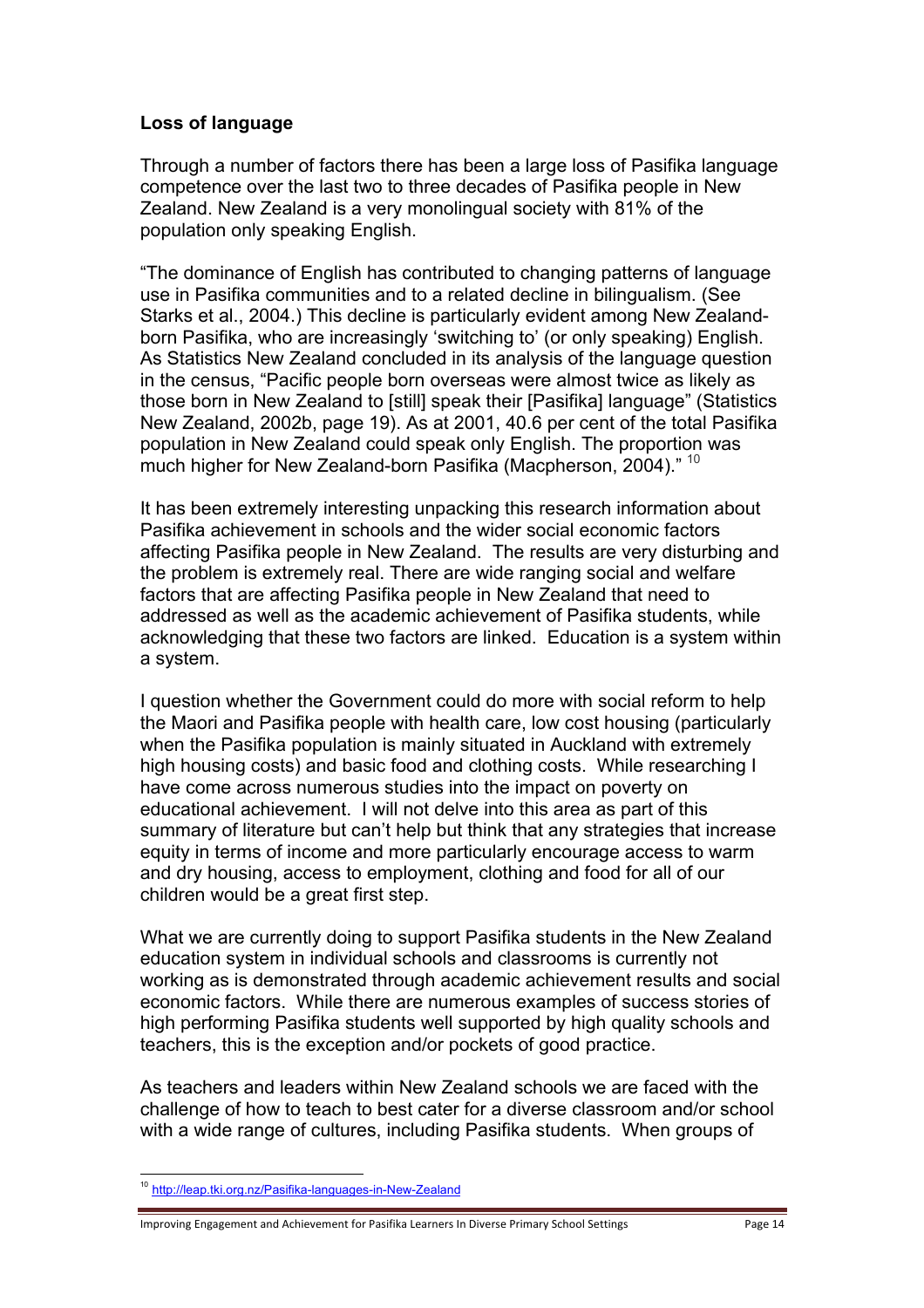**Loss of language**

Through a number of factors there has been a large loss of Pasifika language competence over the last two to three decades of Pasifika people in New Zealand. New Zealand is a very monolingual society with 81% of the population only speaking English.

"The dominance of English has contributed to changing patterns of language use in Pasifika communities and to a related decline in bilingualism. (See Starks et al., 2004.) This decline is particularly evident among New Zealand-born Pasifika, who are increasingly 'switching to' (or only speaking) English. As Statistics New Zealand concluded in its analysis of the language question in the census, "Pacific people born overseas were almost twice as likely as those born in New Zealand to [still] speak their [Pasifika] language" (Statistics New Zealand, 2002b, page 19). As at 2001, 40.6 per cent of the total Pasifika population in New Zealand could speak only English. The proportion was much higher for New Zealand-born Pasifika (Macpherson, 2004)." [10]

It has been extremely interesting unpacking this research information about Pasifika achievement in schools and the wider social economic factors affecting Pasifika people in New Zealand. The results are very disturbing and the problem is extremely real. There are wide ranging social and welfare factors that are affecting Pasifika people in New Zealand that need to addressed as well as the academic achievement of Pasifika students, while acknowledging that these two factors are linked. Education is a system within a system.

I question whether the Government could do more with social reform to help the Maori and Pasifika people with health care, low cost housing (particularly when the Pasifika population is mainly situated in Auckland with extremely high housing costs) and basic food and clothing costs. While researching I have come across numerous studies into the impact on poverty on educational achievement. I will not delve into this area as part of this summary of literature but can't help but think that any strategies that increase equity in terms of income and more particularly encourage access to warm and dry housing, access to employment, clothing and food for all of our children would be a great first step.

What we are currently doing to support Pasifika students in the New Zealand education system in individual schools and classrooms is currently not working as is demonstrated through academic achievement results and social economic factors. While there are numerous examples of success stories of high performing Pasifika students well supported by high quality schools and teachers, this is the exception and/or pockets of good practice.

As teachers and leaders within New Zealand schools we are faced with the challenge of how to teach to best cater for a diverse classroom and/or school with a wide range of cultures, including Pasifika students. When groups of

[10] http://leap.tki.org.nz/Pasifika-languages-in-New-Zealand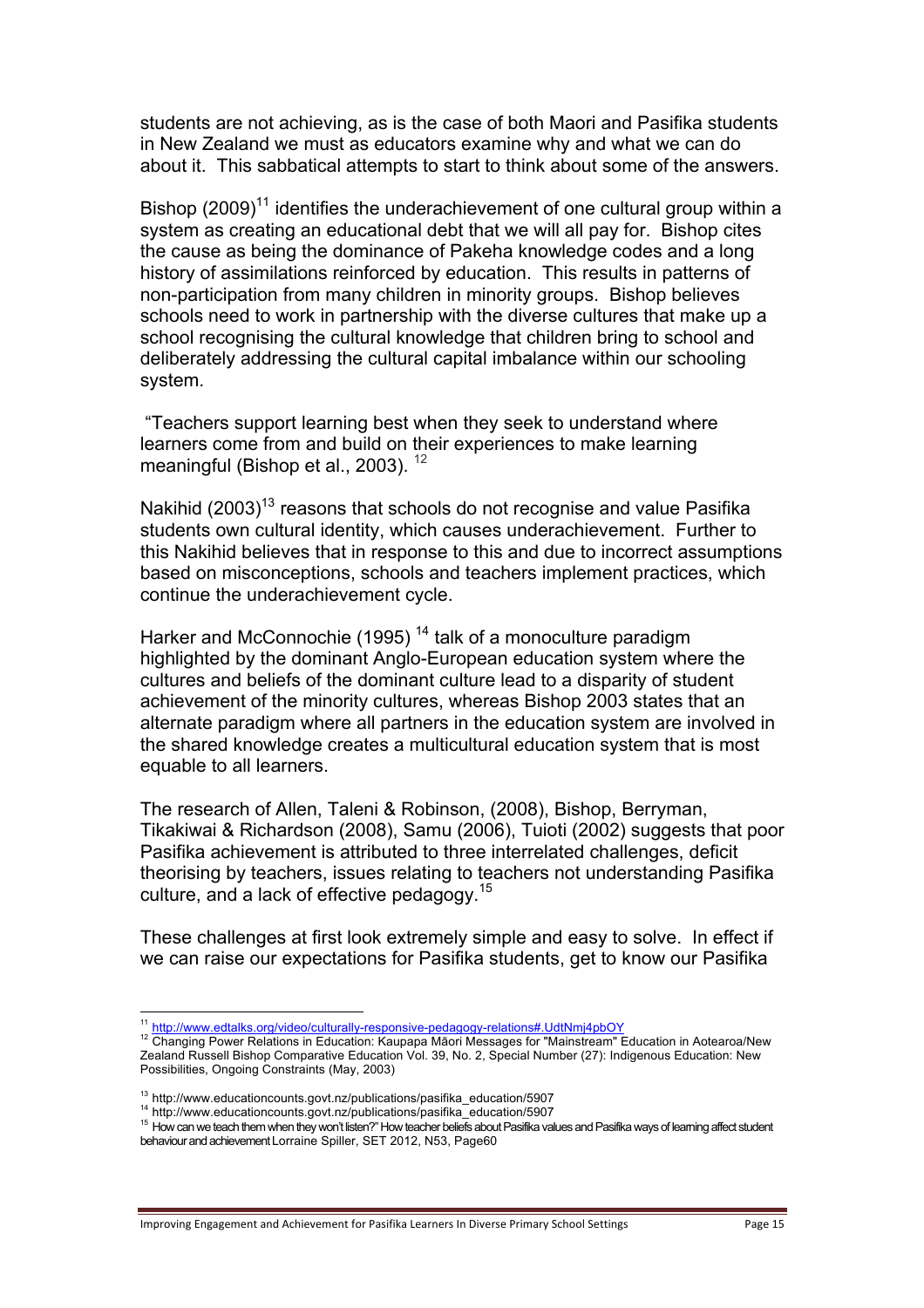students are not achieving, as is the case of both Maori and Pasifika students in New Zealand we must as educators examine why and what we can do about it. This sabbatical attempts to start to think about some of the answers.

Bishop (2009)[11] identifies the underachievement of one cultural group within a system as creating an educational debt that we will all pay for. Bishop cites the cause as being the dominance of Pakeha knowledge codes and a long history of assimilations reinforced by education. This results in patterns of non-participation from many children in minority groups. Bishop believes schools need to work in partnership with the diverse cultures that make up a school recognising the cultural knowledge that children bring to school and deliberately addressing the cultural capital imbalance within our schooling system.

"Teachers support learning best when they seek to understand where learners come from and build on their experiences to make learning meaningful (Bishop et al., 2003). [12]

Nakihid (2003)[13] reasons that schools do not recognise and value Pasifika students own cultural identity, which causes underachievement. Further to this Nakihid believes that in response to this and due to incorrect assumptions based on misconceptions, schools and teachers implement practices, which continue the underachievement cycle.

Harker and McConnochie (1995) [14] talk of a monoculture paradigm highlighted by the dominant Anglo-European education system where the cultures and beliefs of the dominant culture lead to a disparity of student achievement of the minority cultures, whereas Bishop 2003 states that an alternate paradigm where all partners in the education system are involved in the shared knowledge creates a multicultural education system that is most equable to all learners.

The research of Allen, Taleni & Robinson, (2008), Bishop, Berryman, Tikakiwai & Richardson (2008), Samu (2006), Tuioti (2002) suggests that poor Pasifika achievement is attributed to three interrelated challenges, deficit theorising by teachers, issues relating to teachers not understanding Pasifika culture, and a lack of effective pedagogy.[15]

These challenges at first look extremely simple and easy to solve. In effect if we can raise our expectations for Pasifika students, get to know our Pasifika

---

[11] http://www.edtalks.org/video/culturally-responsive-pedagogy-relations#.UdtNmj4pbOY

[12] Changing Power Relations in Education: Kaupapa Māori Messages for "Mainstream" Education in Aotearoa/New Zealand Russell Bishop Comparative Education Vol. 39, No. 2, Special Number (27): Indigenous Education: New Possibilities, Ongoing Constraints (May, 2003)

[13] http://www.educationcounts.govt.nz/publications/pasifika_education/5907

[14] http://www.educationcounts.govt.nz/publications/pasifika_education/5907

[15] How can we teach them when they won't listen?" How teacher beliefs about Pasifika values and Pasifika ways of learning affect student behaviour and achievement Lorraine Spiller, SET 2012, N53, Page60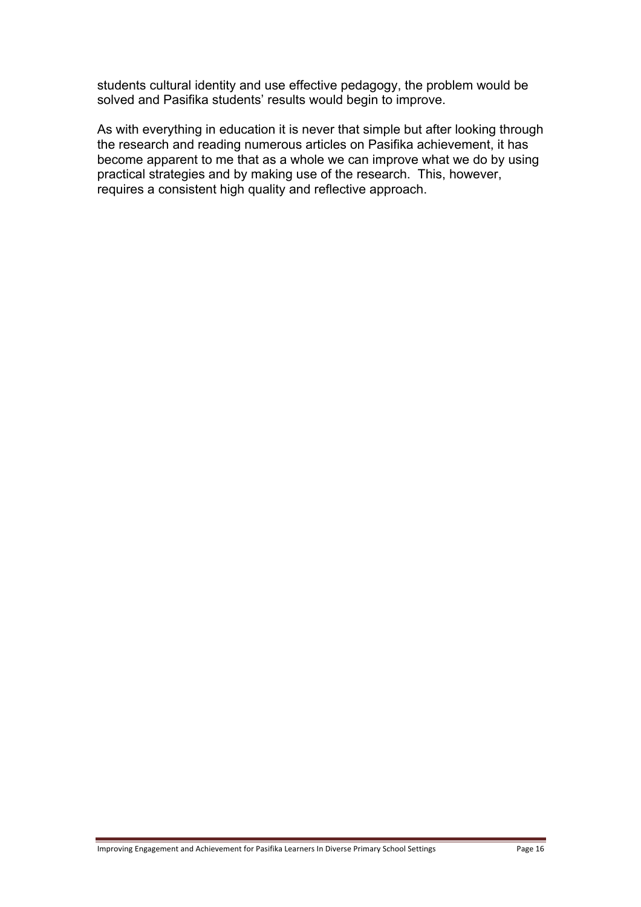students cultural identity and use effective pedagogy, the problem would be solved and Pasifika students' results would begin to improve.

As with everything in education it is never that simple but after looking through the research and reading numerous articles on Pasifika achievement, it has become apparent to me that as a whole we can improve what we do by using practical strategies and by making use of the research. This, however, requires a consistent high quality and reflective approach.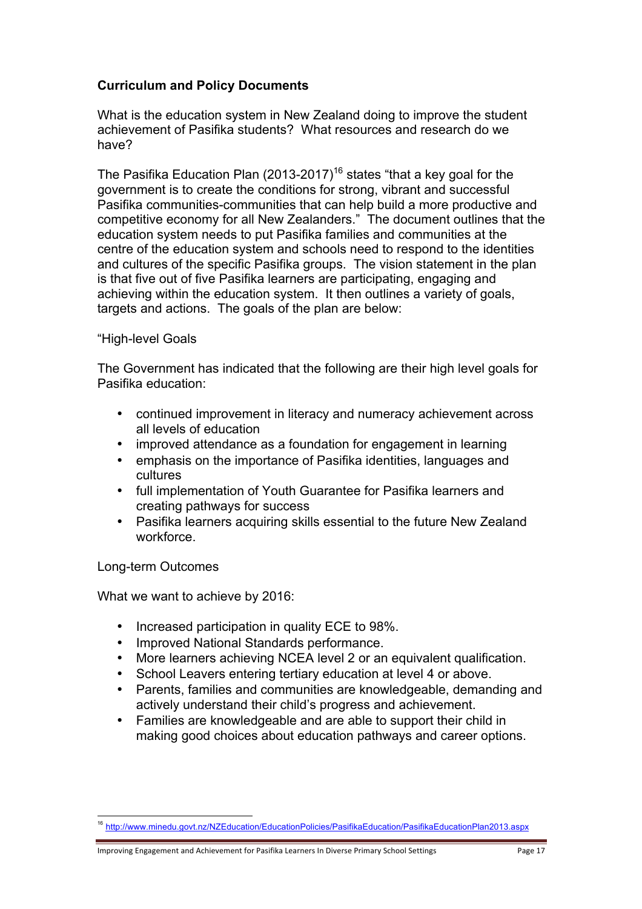## Curriculum and Policy Documents

What is the education system in New Zealand doing to improve the student achievement of Pasifika students? What resources and research do we have?

The Pasifika Education Plan (2013-2017)[16] states "that a key goal for the government is to create the conditions for strong, vibrant and successful Pasifika communities-communities that can help build a more productive and competitive economy for all New Zealanders." The document outlines that the education system needs to put Pasifika families and communities at the centre of the education system and schools need to respond to the identities and cultures of the specific Pasifika groups. The vision statement in the plan is that five out of five Pasifika learners are participating, engaging and achieving within the education system. It then outlines a variety of goals, targets and actions. The goals of the plan are below:

"High-level Goals

The Government has indicated that the following are their high level goals for Pasifika education:

- continued improvement in literacy and numeracy achievement across all levels of education
- improved attendance as a foundation for engagement in learning
- emphasis on the importance of Pasifika identities, languages and cultures
- full implementation of Youth Guarantee for Pasifika learners and creating pathways for success
- Pasifika learners acquiring skills essential to the future New Zealand workforce.

Long-term Outcomes

What we want to achieve by 2016:

- Increased participation in quality ECE to 98%.
- Improved National Standards performance.
- More learners achieving NCEA level 2 or an equivalent qualification.
- School Leavers entering tertiary education at level 4 or above.
- Parents, families and communities are knowledgeable, demanding and actively understand their child's progress and achievement.
- Families are knowledgeable and are able to support their child in making good choices about education pathways and career options.

[16] http://www.minedu.govt.nz/NZEducation/EducationPolicies/PasifikaEducation/PasifikaEducationPlan2013.aspx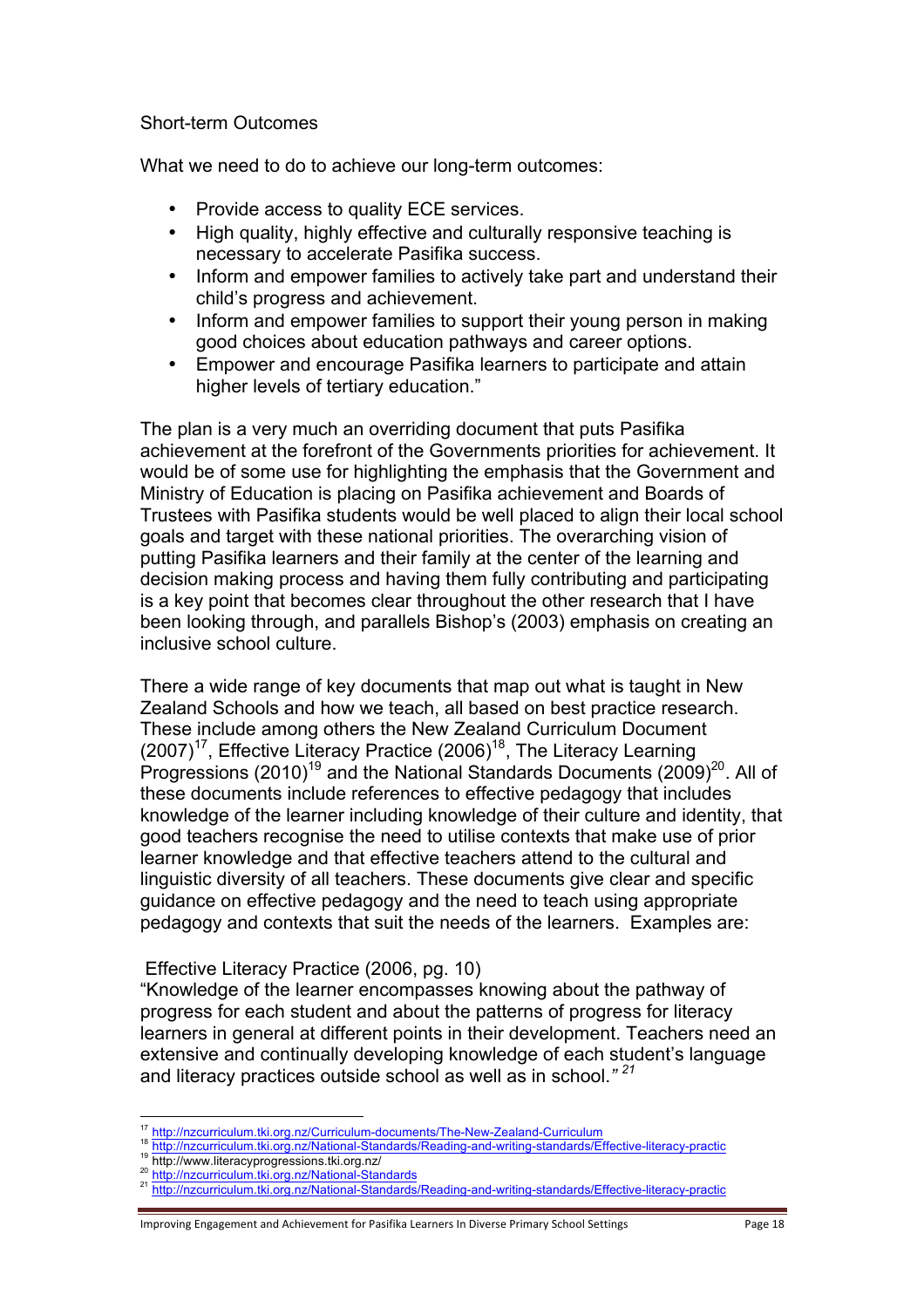Short-term Outcomes

What we need to do to achieve our long-term outcomes:

- Provide access to quality ECE services.
- High quality, highly effective and culturally responsive teaching is necessary to accelerate Pasifika success.
- Inform and empower families to actively take part and understand their child's progress and achievement.
- Inform and empower families to support their young person in making good choices about education pathways and career options.
- Empower and encourage Pasifika learners to participate and attain higher levels of tertiary education."

The plan is a very much an overriding document that puts Pasifika achievement at the forefront of the Governments priorities for achievement. It would be of some use for highlighting the emphasis that the Government and Ministry of Education is placing on Pasifika achievement and Boards of Trustees with Pasifika students would be well placed to align their local school goals and target with these national priorities. The overarching vision of putting Pasifika learners and their family at the center of the learning and decision making process and having them fully contributing and participating is a key point that becomes clear throughout the other research that I have been looking through, and parallels Bishop's (2003) emphasis on creating an inclusive school culture.

There a wide range of key documents that map out what is taught in New Zealand Schools and how we teach, all based on best practice research. These include among others the New Zealand Curriculum Document (2007)[17], Effective Literacy Practice (2006)[18], The Literacy Learning Progressions (2010)[19] and the National Standards Documents (2009)[20]. All of these documents include references to effective pedagogy that includes knowledge of the learner including knowledge of their culture and identity, that good teachers recognise the need to utilise contexts that make use of prior learner knowledge and that effective teachers attend to the cultural and linguistic diversity of all teachers. These documents give clear and specific guidance on effective pedagogy and the need to teach using appropriate pedagogy and contexts that suit the needs of the learners. Examples are:

Effective Literacy Practice (2006, pg. 10)
"Knowledge of the learner encompasses knowing about the pathway of progress for each student and about the patterns of progress for literacy learners in general at different points in their development. Teachers need an extensive and continually developing knowledge of each student's language and literacy practices outside school as well as in school." [21]

---

[17] http://nzcurriculum.tki.org.nz/Curriculum-documents/The-New-Zealand-Curriculum
[18] http://nzcurriculum.tki.org.nz/National-Standards/Reading-and-writing-standards/Effective-literacy-practic
[19] http://www.literacyprogressions.tki.org.nz/
[20] http://nzcurriculum.tki.org.nz/National-Standards
[21] http://nzcurriculum.tki.org.nz/National-Standards/Reading-and-writing-standards/Effective-literacy-practic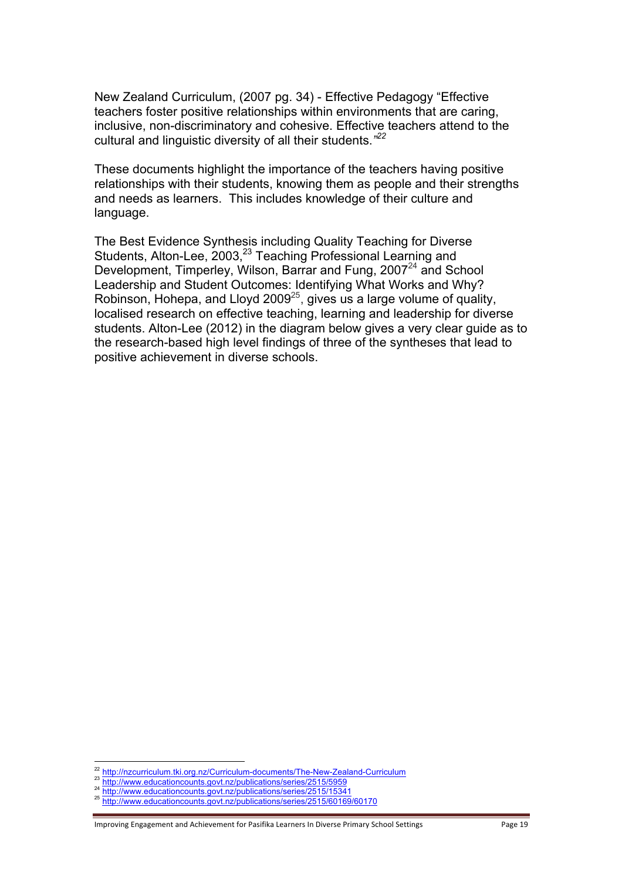New Zealand Curriculum, (2007 pg. 34) - Effective Pedagogy "Effective teachers foster positive relationships within environments that are caring, inclusive, non-discriminatory and cohesive. Effective teachers attend to the cultural and linguistic diversity of all their students."[22]

These documents highlight the importance of the teachers having positive relationships with their students, knowing them as people and their strengths and needs as learners. This includes knowledge of their culture and language.

The Best Evidence Synthesis including Quality Teaching for Diverse Students, Alton-Lee, 2003,[23] Teaching Professional Learning and Development, Timperley, Wilson, Barrar and Fung, 2007[24] and School Leadership and Student Outcomes: Identifying What Works and Why? Robinson, Hohepa, and Lloyd 2009[25], gives us a large volume of quality, localised research on effective teaching, learning and leadership for diverse students. Alton-Lee (2012) in the diagram below gives a very clear guide as to the research-based high level findings of three of the syntheses that lead to positive achievement in diverse schools.

---

[22] http://nzcurriculum.tki.org.nz/Curriculum-documents/The-New-Zealand-Curriculum
[23] http://www.educationcounts.govt.nz/publications/series/2515/5959
[24] http://www.educationcounts.govt.nz/publications/series/2515/15341
[25] http://www.educationcounts.govt.nz/publications/series/2515/60169/60170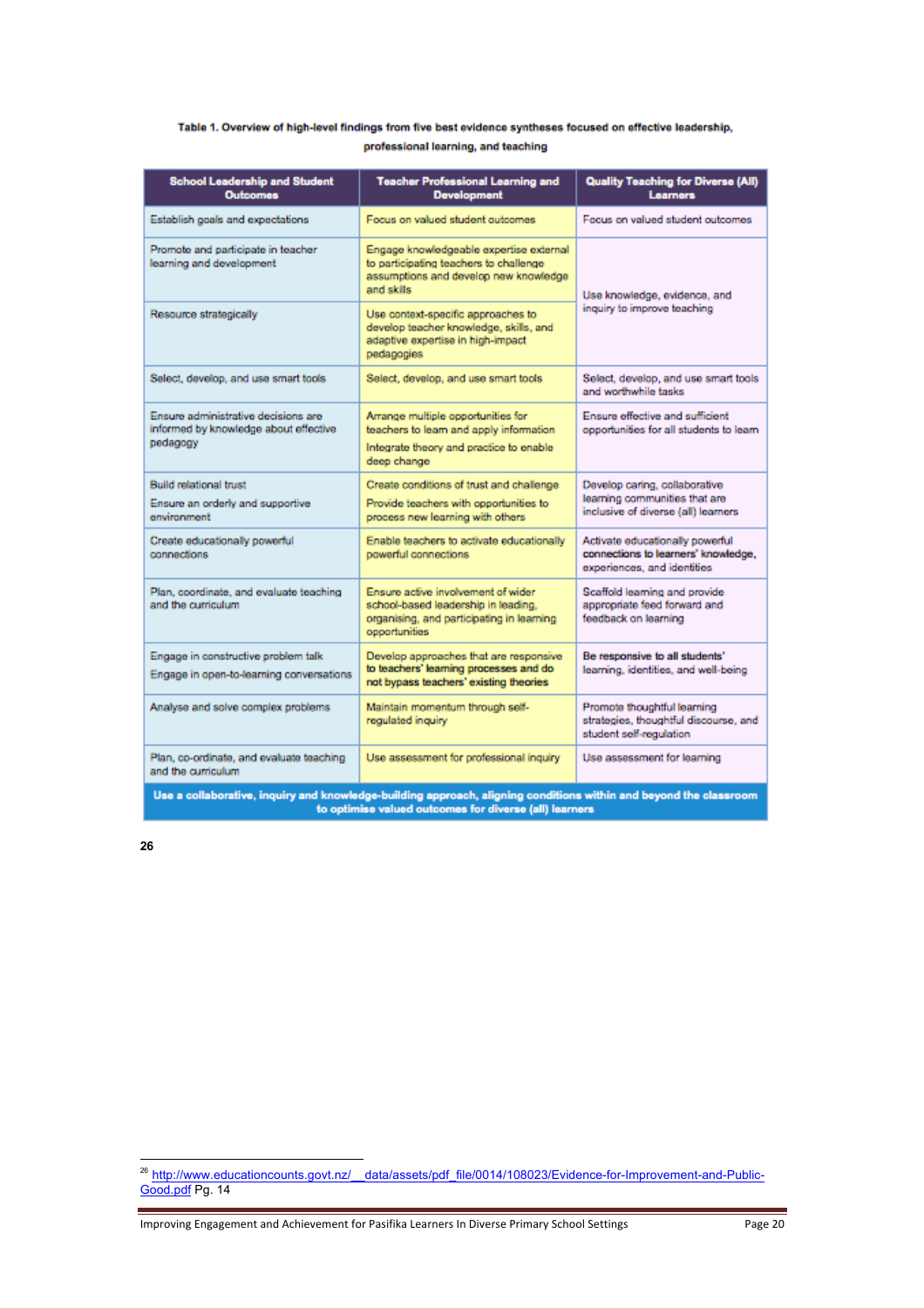**Table 1. Overview of high-level findings from five best evidence syntheses focused on effective leadership, professional learning, and teaching**

| School Leadership and Student Outcomes | Teacher Professional Learning and Development | Quality Teaching for Diverse (All) Learners |
|---|---|---|
| Establish goals and expectations | Focus on valued student outcomes | Focus on valued student outcomes |
| Promote and participate in teacher learning and development | Engage knowledgeable expertise external to participating teachers to challenge assumptions and develop new knowledge and skills | Use knowledge, evidence, and inquiry to improve teaching |
| Resource strategically | Use context-specific approaches to develop teacher knowledge, skills, and adaptive expertise in high-impact pedagogies | |
| Select, develop, and use smart tools | Select, develop, and use smart tools | Select, develop, and use smart tools and worthwhile tasks |
| Ensure administrative decisions are informed by knowledge about effective pedagogy | Arrange multiple opportunities for teachers to learn and apply information<br>Integrate theory and practice to enable deep change | Ensure effective and sufficient opportunities for all students to learn |
| Build relational trust<br>Ensure an orderly and supportive environment | Create conditions of trust and challenge<br>Provide teachers with opportunities to process new learning with others | Develop caring, collaborative learning communities that are inclusive of diverse (all) learners |
| Create educationally powerful connections | Enable teachers to activate educationally powerful connections | Activate educationally powerful connections to learners' knowledge, experiences, and identities |
| Plan, coordinate, and evaluate teaching and the curriculum | Ensure active involvement of wider school-based leadership in leading, organising, and participating in learning opportunities | Scaffold learning and provide appropriate feed forward and feedback on learning |
| Engage in constructive problem talk<br>Engage in open-to-learning conversations | Develop approaches that are responsive to teachers' learning processes and do not bypass teachers' existing theories | Be responsive to all students' learning, identities, and well-being |
| Analyse and solve complex problems | Maintain momentum through self-regulated inquiry | Promote thoughtful learning strategies, thoughtful discourse, and student self-regulation |
| Plan, co-ordinate, and evaluate teaching and the curriculum | Use assessment for professional inquiry | Use assessment for learning |
| **Use a collaborative, inquiry and knowledge-building approach, aligning conditions within and beyond the classroom to optimise valued outcomes for diverse (all) learners** | | |

26

---

[26] http://www.educationcounts.govt.nz/__data/assets/pdf_file/0014/108023/Evidence-for-Improvement-and-Public-Good.pdf Pg. 14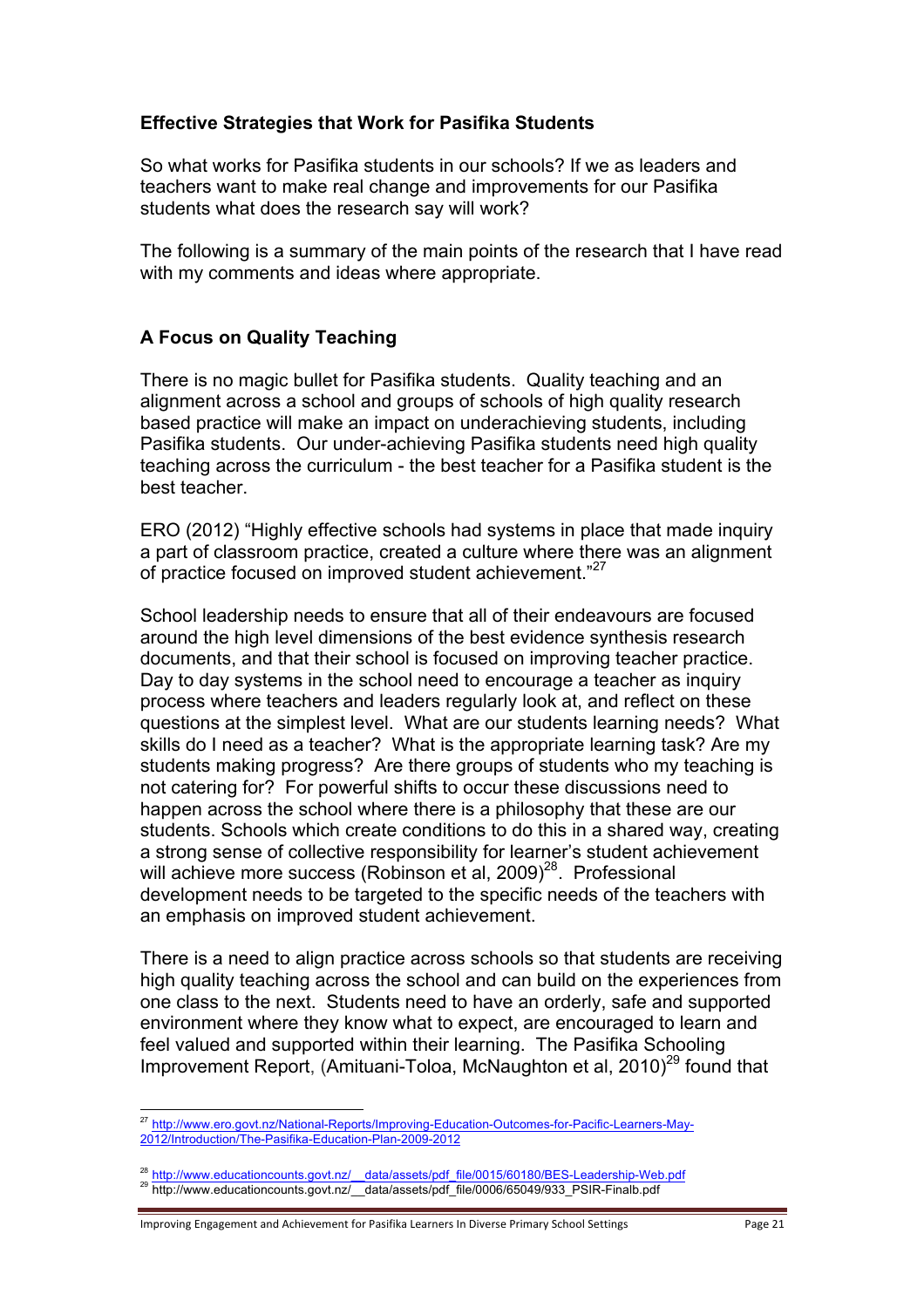## Effective Strategies that Work for Pasifika Students

So what works for Pasifika students in our schools? If we as leaders and teachers want to make real change and improvements for our Pasifika students what does the research say will work?

The following is a summary of the main points of the research that I have read with my comments and ideas where appropriate.

## A Focus on Quality Teaching

There is no magic bullet for Pasifika students. Quality teaching and an alignment across a school and groups of schools of high quality research based practice will make an impact on underachieving students, including Pasifika students. Our under-achieving Pasifika students need high quality teaching across the curriculum - the best teacher for a Pasifika student is the best teacher.

ERO (2012) "Highly effective schools had systems in place that made inquiry a part of classroom practice, created a culture where there was an alignment of practice focused on improved student achievement."[27]

School leadership needs to ensure that all of their endeavours are focused around the high level dimensions of the best evidence synthesis research documents, and that their school is focused on improving teacher practice. Day to day systems in the school need to encourage a teacher as inquiry process where teachers and leaders regularly look at, and reflect on these questions at the simplest level. What are our students learning needs? What skills do I need as a teacher? What is the appropriate learning task? Are my students making progress? Are there groups of students who my teaching is not catering for? For powerful shifts to occur these discussions need to happen across the school where there is a philosophy that these are our students. Schools which create conditions to do this in a shared way, creating a strong sense of collective responsibility for learner's student achievement will achieve more success (Robinson et al, 2009)[28]. Professional development needs to be targeted to the specific needs of the teachers with an emphasis on improved student achievement.

There is a need to align practice across schools so that students are receiving high quality teaching across the school and can build on the experiences from one class to the next. Students need to have an orderly, safe and supported environment where they know what to expect, are encouraged to learn and feel valued and supported within their learning. The Pasifika Schooling Improvement Report, (Amituani-Toloa, McNaughton et al, 2010)[29] found that

---

[27] http://www.ero.govt.nz/National-Reports/Improving-Education-Outcomes-for-Pacific-Learners-May-2012/Introduction/The-Pasifika-Education-Plan-2009-2012

[28] http://www.educationcounts.govt.nz/__data/assets/pdf_file/0015/60180/BES-Leadership-Web.pdf

[29] http://www.educationcounts.govt.nz/__data/assets/pdf_file/0006/65049/933_PSIR-Finalb.pdf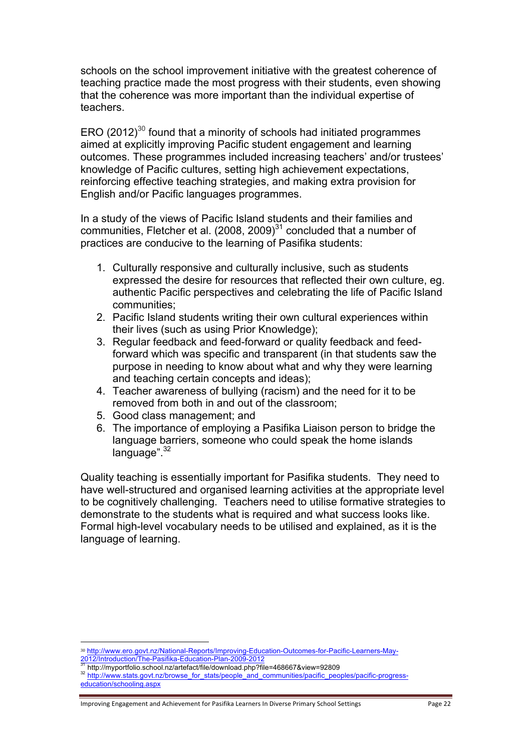schools on the school improvement initiative with the greatest coherence of teaching practice made the most progress with their students, even showing that the coherence was more important than the individual expertise of teachers.

ERO (2012)[30] found that a minority of schools had initiated programmes aimed at explicitly improving Pacific student engagement and learning outcomes. These programmes included increasing teachers' and/or trustees' knowledge of Pacific cultures, setting high achievement expectations, reinforcing effective teaching strategies, and making extra provision for English and/or Pacific languages programmes.

In a study of the views of Pacific Island students and their families and communities, Fletcher et al. (2008, 2009)[31] concluded that a number of practices are conducive to the learning of Pasifika students:

1. Culturally responsive and culturally inclusive, such as students expressed the desire for resources that reflected their own culture, eg. authentic Pacific perspectives and celebrating the life of Pacific Island communities;
2. Pacific Island students writing their own cultural experiences within their lives (such as using Prior Knowledge);
3. Regular feedback and feed-forward or quality feedback and feed-forward which was specific and transparent (in that students saw the purpose in needing to know about what and why they were learning and teaching certain concepts and ideas);
4. Teacher awareness of bullying (racism) and the need for it to be removed from both in and out of the classroom;
5. Good class management; and
6. The importance of employing a Pasifika Liaison person to bridge the language barriers, someone who could speak the home islands language".[32]

Quality teaching is essentially important for Pasifika students. They need to have well-structured and organised learning activities at the appropriate level to be cognitively challenging. Teachers need to utilise formative strategies to demonstrate to the students what is required and what success looks like. Formal high-level vocabulary needs to be utilised and explained, as it is the language of learning.

---

[30] http://www.ero.govt.nz/National-Reports/Improving-Education-Outcomes-for-Pacific-Learners-May-2012/Introduction/The-Pasifika-Education-Plan-2009-2012

[31] http://myportfolio.school.nz/artefact/file/download.php?file=468667&view=92809

[32] http://www.stats.govt.nz/browse_for_stats/people_and_communities/pacific_peoples/pacific-progress-education/schooling.aspx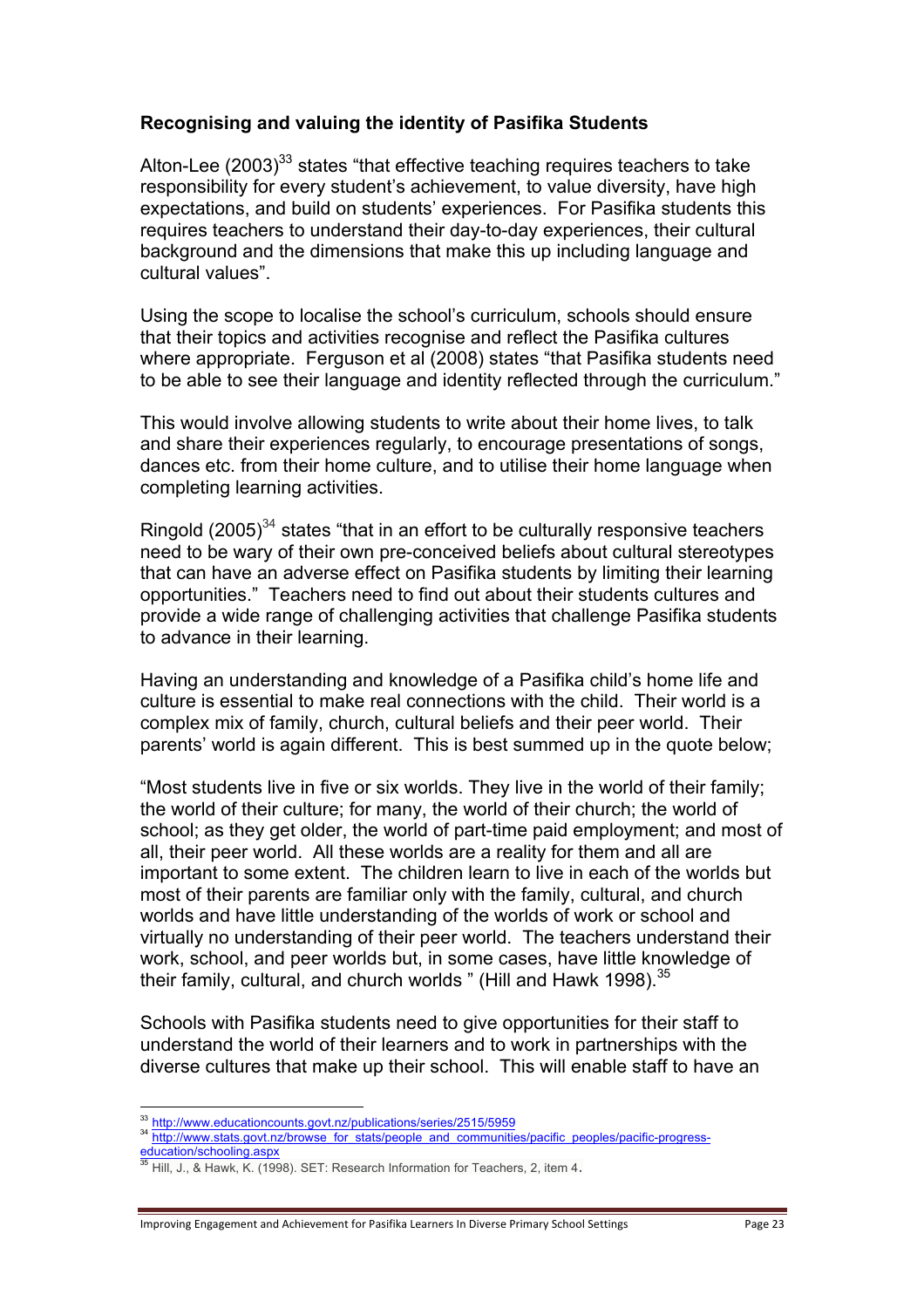### Recognising and valuing the identity of Pasifika Students

Alton-Lee (2003)[33] states "that effective teaching requires teachers to take responsibility for every student's achievement, to value diversity, have high expectations, and build on students' experiences. For Pasifika students this requires teachers to understand their day-to-day experiences, their cultural background and the dimensions that make this up including language and cultural values".

Using the scope to localise the school's curriculum, schools should ensure that their topics and activities recognise and reflect the Pasifika cultures where appropriate. Ferguson et al (2008) states "that Pasifika students need to be able to see their language and identity reflected through the curriculum."

This would involve allowing students to write about their home lives, to talk and share their experiences regularly, to encourage presentations of songs, dances etc. from their home culture, and to utilise their home language when completing learning activities.

Ringold (2005)[34] states "that in an effort to be culturally responsive teachers need to be wary of their own pre-conceived beliefs about cultural stereotypes that can have an adverse effect on Pasifika students by limiting their learning opportunities." Teachers need to find out about their students cultures and provide a wide range of challenging activities that challenge Pasifika students to advance in their learning.

Having an understanding and knowledge of a Pasifika child's home life and culture is essential to make real connections with the child. Their world is a complex mix of family, church, cultural beliefs and their peer world. Their parents' world is again different. This is best summed up in the quote below;

"Most students live in five or six worlds. They live in the world of their family; the world of their culture; for many, the world of their church; the world of school; as they get older, the world of part-time paid employment; and most of all, their peer world. All these worlds are a reality for them and all are important to some extent. The children learn to live in each of the worlds but most of their parents are familiar only with the family, cultural, and church worlds and have little understanding of the worlds of work or school and virtually no understanding of their peer world. The teachers understand their work, school, and peer worlds but, in some cases, have little knowledge of their family, cultural, and church worlds " (Hill and Hawk 1998).[35]

Schools with Pasifika students need to give opportunities for their staff to understand the world of their learners and to work in partnerships with the diverse cultures that make up their school. This will enable staff to have an

---

[33] http://www.educationcounts.govt.nz/publications/series/2515/5959

[34] http://www.stats.govt.nz/browse_for_stats/people_and_communities/pacific_peoples/pacific-progress-education/schooling.aspx

[35] Hill, J., & Hawk, K. (1998). SET: Research Information for Teachers, 2, item 4.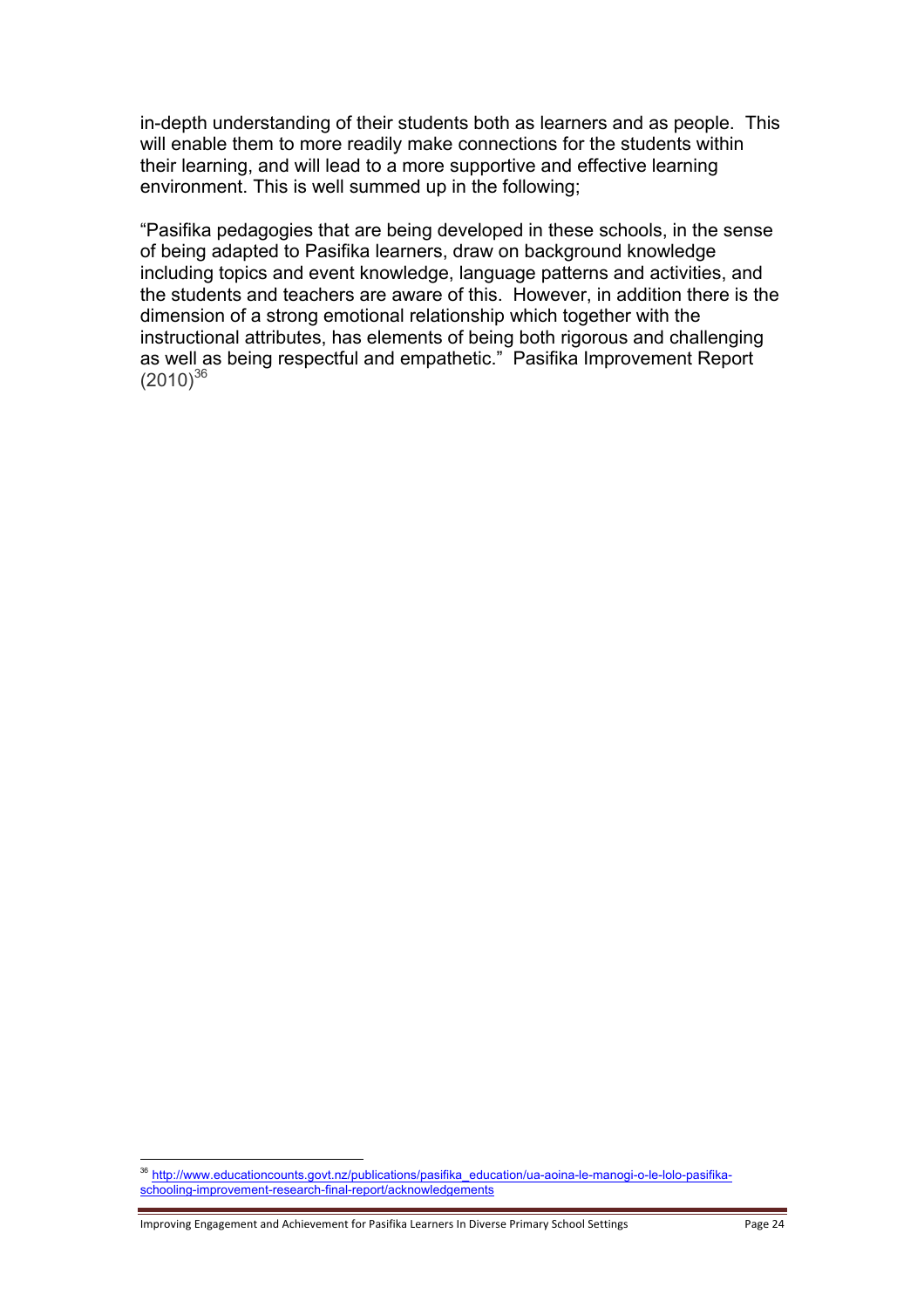in-depth understanding of their students both as learners and as people. This will enable them to more readily make connections for the students within their learning, and will lead to a more supportive and effective learning environment. This is well summed up in the following;

"Pasifika pedagogies that are being developed in these schools, in the sense of being adapted to Pasifika learners, draw on background knowledge including topics and event knowledge, language patterns and activities, and the students and teachers are aware of this. However, in addition there is the dimension of a strong emotional relationship which together with the instructional attributes, has elements of being both rigorous and challenging as well as being respectful and empathetic." Pasifika Improvement Report (2010)[36]

---

[36] http://www.educationcounts.govt.nz/publications/pasifika_education/ua-aoina-le-manogi-o-le-lolo-pasifika-schooling-improvement-research-final-report/acknowledgements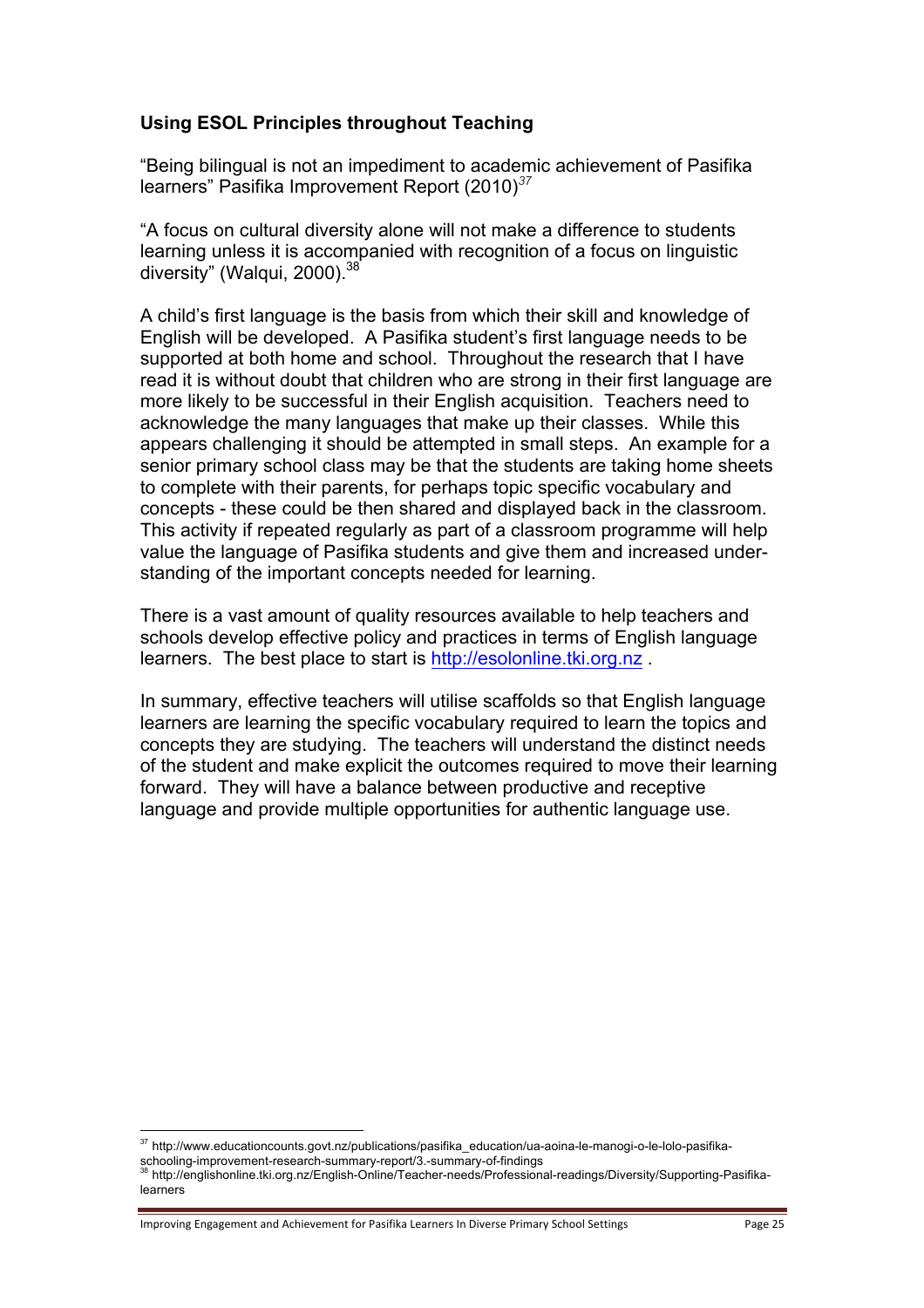### Using ESOL Principles throughout Teaching

"Being bilingual is not an impediment to academic achievement of Pasifika learners" Pasifika Improvement Report (2010)[37]

"A focus on cultural diversity alone will not make a difference to students learning unless it is accompanied with recognition of a focus on linguistic diversity" (Walqui, 2000).[38]

A child's first language is the basis from which their skill and knowledge of English will be developed. A Pasifika student's first language needs to be supported at both home and school. Throughout the research that I have read it is without doubt that children who are strong in their first language are more likely to be successful in their English acquisition. Teachers need to acknowledge the many languages that make up their classes. While this appears challenging it should be attempted in small steps. An example for a senior primary school class may be that the students are taking home sheets to complete with their parents, for perhaps topic specific vocabulary and concepts - these could be then shared and displayed back in the classroom. This activity if repeated regularly as part of a classroom programme will help value the language of Pasifika students and give them and increased understanding of the important concepts needed for learning.

There is a vast amount of quality resources available to help teachers and schools develop effective policy and practices in terms of English language learners. The best place to start is http://esolonline.tki.org.nz .

In summary, effective teachers will utilise scaffolds so that English language learners are learning the specific vocabulary required to learn the topics and concepts they are studying. The teachers will understand the distinct needs of the student and make explicit the outcomes required to move their learning forward. They will have a balance between productive and receptive language and provide multiple opportunities for authentic language use.

---

[37] http://www.educationcounts.govt.nz/publications/pasifika_education/ua-aoina-le-manogi-o-le-lolo-pasifika-schooling-improvement-research-summary-report/3.-summary-of-findings

[38] http://englishonline.tki.org.nz/English-Online/Teacher-needs/Professional-readings/Diversity/Supporting-Pasifika-learners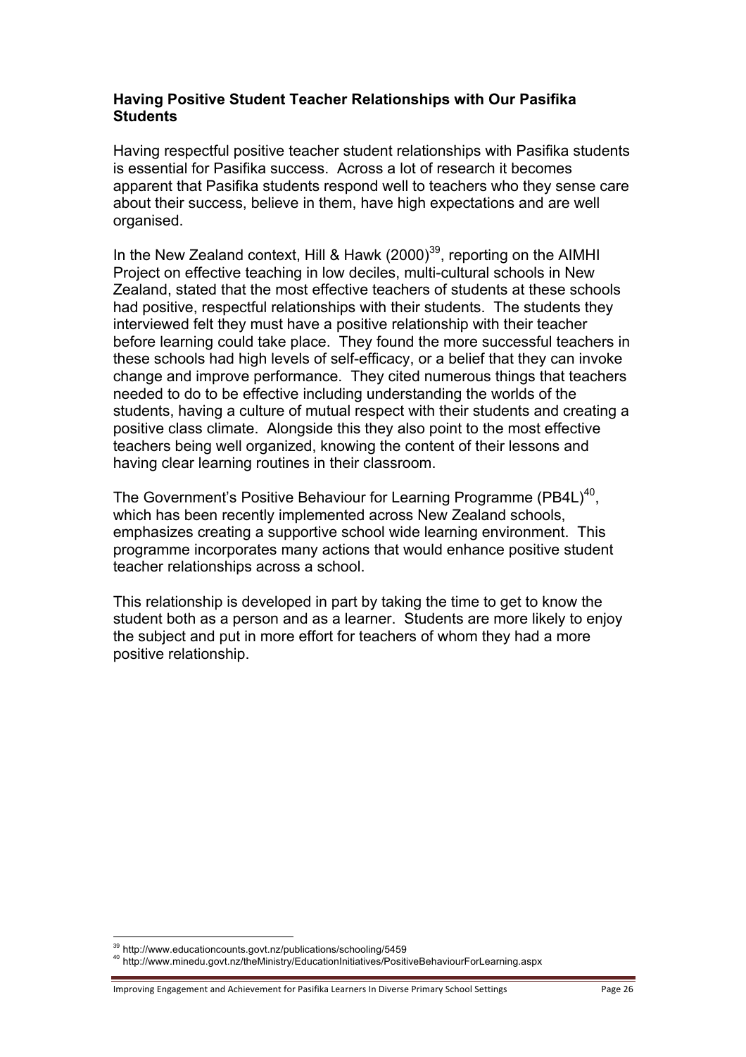### Having Positive Student Teacher Relationships with Our Pasifika Students

Having respectful positive teacher student relationships with Pasifika students is essential for Pasifika success. Across a lot of research it becomes apparent that Pasifika students respond well to teachers who they sense care about their success, believe in them, have high expectations and are well organised.

In the New Zealand context, Hill & Hawk (2000)[39], reporting on the AIMHI Project on effective teaching in low deciles, multi-cultural schools in New Zealand, stated that the most effective teachers of students at these schools had positive, respectful relationships with their students. The students they interviewed felt they must have a positive relationship with their teacher before learning could take place. They found the more successful teachers in these schools had high levels of self-efficacy, or a belief that they can invoke change and improve performance. They cited numerous things that teachers needed to do to be effective including understanding the worlds of the students, having a culture of mutual respect with their students and creating a positive class climate. Alongside this they also point to the most effective teachers being well organized, knowing the content of their lessons and having clear learning routines in their classroom.

The Government's Positive Behaviour for Learning Programme (PB4L)[40], which has been recently implemented across New Zealand schools, emphasizes creating a supportive school wide learning environment. This programme incorporates many actions that would enhance positive student teacher relationships across a school.

This relationship is developed in part by taking the time to get to know the student both as a person and as a learner. Students are more likely to enjoy the subject and put in more effort for teachers of whom they had a more positive relationship.

---

[39] http://www.educationcounts.govt.nz/publications/schooling/5459

[40] http://www.minedu.govt.nz/theMinistry/EducationInitiatives/PositiveBehaviourForLearning.aspx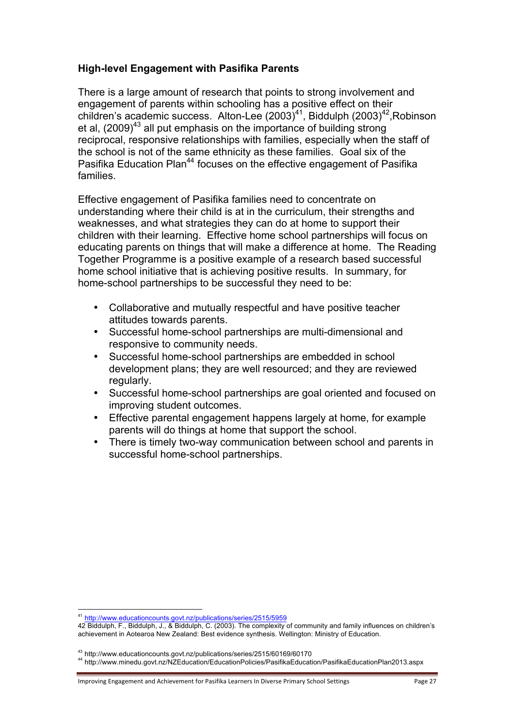**High-level Engagement with Pasifika Parents**

There is a large amount of research that points to strong involvement and engagement of parents within schooling has a positive effect on their children's academic success. Alton-Lee (2003)[41], Biddulph (2003)[42],Robinson et al, (2009)[43] all put emphasis on the importance of building strong reciprocal, responsive relationships with families, especially when the staff of the school is not of the same ethnicity as these families. Goal six of the Pasifika Education Plan[44] focuses on the effective engagement of Pasifika families.

Effective engagement of Pasifika families need to concentrate on understanding where their child is at in the curriculum, their strengths and weaknesses, and what strategies they can do at home to support their children with their learning. Effective home school partnerships will focus on educating parents on things that will make a difference at home. The Reading Together Programme is a positive example of a research based successful home school initiative that is achieving positive results. In summary, for home-school partnerships to be successful they need to be:

- Collaborative and mutually respectful and have positive teacher attitudes towards parents.
- Successful home-school partnerships are multi-dimensional and responsive to community needs.
- Successful home-school partnerships are embedded in school development plans; they are well resourced; and they are reviewed regularly.
- Successful home-school partnerships are goal oriented and focused on improving student outcomes.
- Effective parental engagement happens largely at home, for example parents will do things at home that support the school.
- There is timely two-way communication between school and parents in successful home-school partnerships.

---

[41] http://www.educationcounts.govt.nz/publications/series/2515/5959

42 Biddulph, F., Biddulph, J., & Biddulph, C. (2003). The complexity of community and family influences on children's achievement in Aotearoa New Zealand: Best evidence synthesis. Wellington: Ministry of Education.

[43] http://www.educationcounts.govt.nz/publications/series/2515/60169/60170

[44] http://www.minedu.govt.nz/NZEducation/EducationPolicies/PasifikaEducation/PasifikaEducationPlan2013.aspx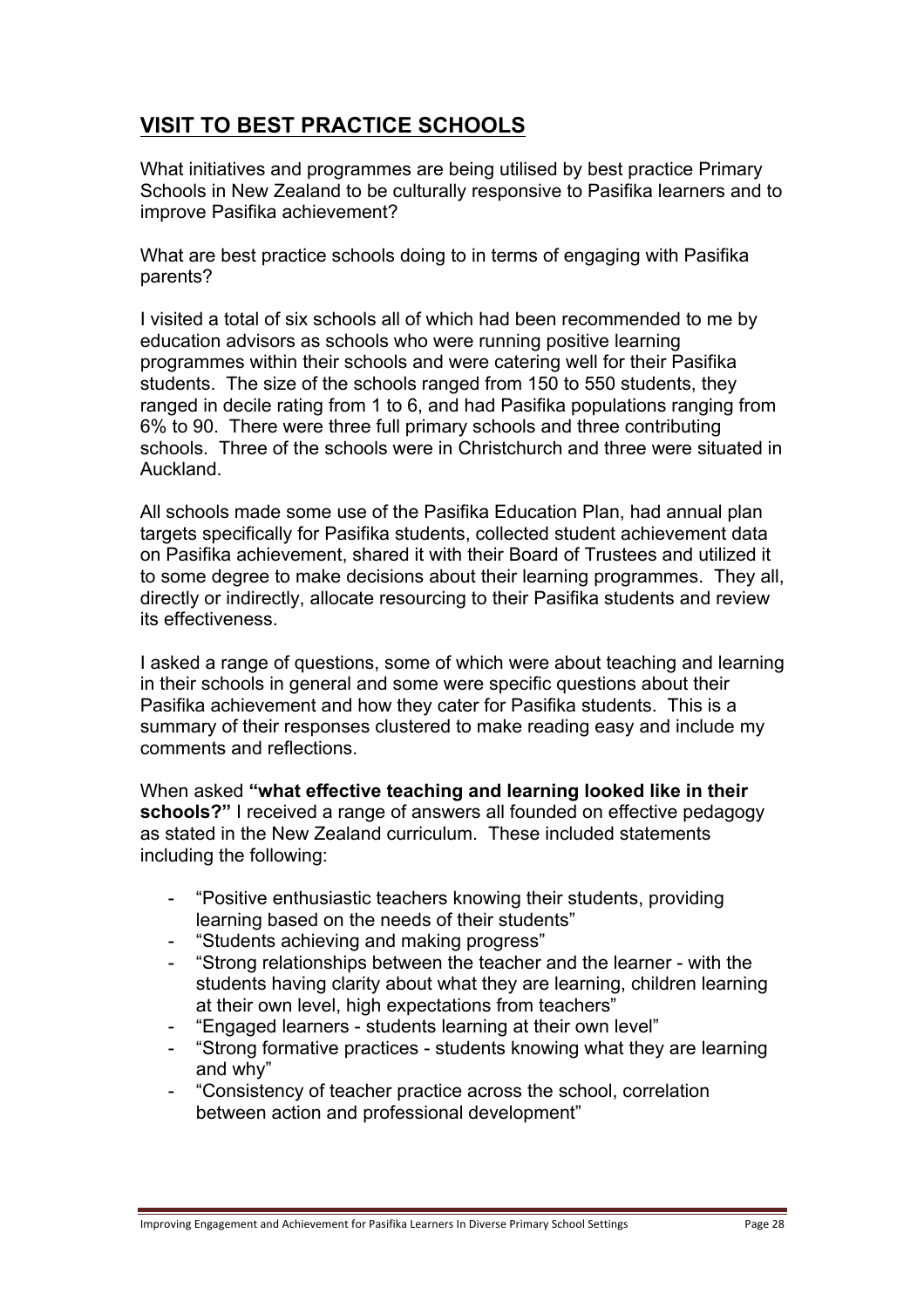## VISIT TO BEST PRACTICE SCHOOLS

What initiatives and programmes are being utilised by best practice Primary Schools in New Zealand to be culturally responsive to Pasifika learners and to improve Pasifika achievement?

What are best practice schools doing to in terms of engaging with Pasifika parents?

I visited a total of six schools all of which had been recommended to me by education advisors as schools who were running positive learning programmes within their schools and were catering well for their Pasifika students. The size of the schools ranged from 150 to 550 students, they ranged in decile rating from 1 to 6, and had Pasifika populations ranging from 6% to 90. There were three full primary schools and three contributing schools. Three of the schools were in Christchurch and three were situated in Auckland.

All schools made some use of the Pasifika Education Plan, had annual plan targets specifically for Pasifika students, collected student achievement data on Pasifika achievement, shared it with their Board of Trustees and utilized it to some degree to make decisions about their learning programmes. They all, directly or indirectly, allocate resourcing to their Pasifika students and review its effectiveness.

I asked a range of questions, some of which were about teaching and learning in their schools in general and some were specific questions about their Pasifika achievement and how they cater for Pasifika students. This is a summary of their responses clustered to make reading easy and include my comments and reflections.

When asked **"what effective teaching and learning looked like in their schools?"** I received a range of answers all founded on effective pedagogy as stated in the New Zealand curriculum. These included statements including the following:

- "Positive enthusiastic teachers knowing their students, providing learning based on the needs of their students"
- "Students achieving and making progress"
- "Strong relationships between the teacher and the learner - with the students having clarity about what they are learning, children learning at their own level, high expectations from teachers"
- "Engaged learners - students learning at their own level"
- "Strong formative practices - students knowing what they are learning and why"
- "Consistency of teacher practice across the school, correlation between action and professional development"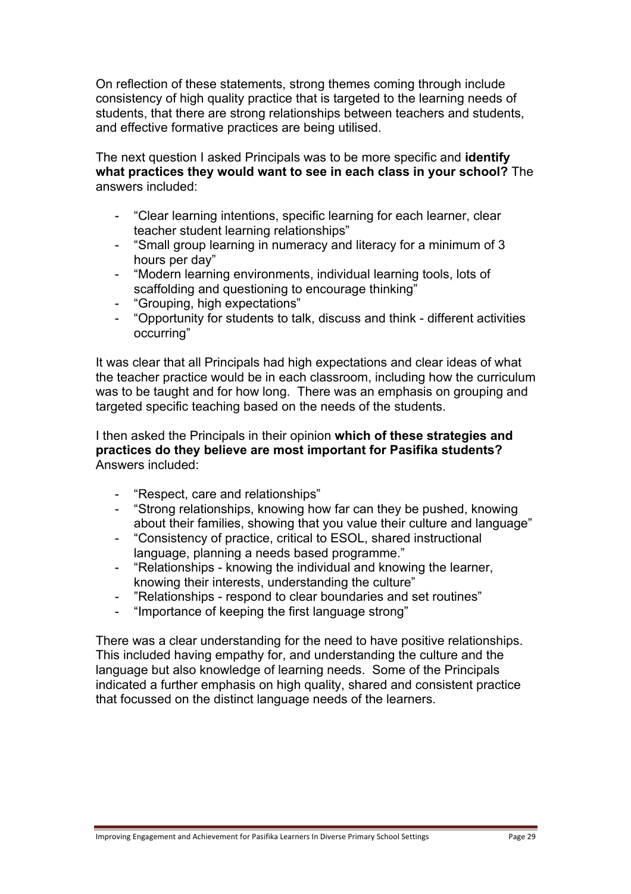On reflection of these statements, strong themes coming through include consistency of high quality practice that is targeted to the learning needs of students, that there are strong relationships between teachers and students, and effective formative practices are being utilised.

The next question I asked Principals was to be more specific and **identify what practices they would want to see in each class in your school?** The answers included:

- "Clear learning intentions, specific learning for each learner, clear teacher student learning relationships"
- "Small group learning in numeracy and literacy for a minimum of 3 hours per day"
- "Modern learning environments, individual learning tools, lots of scaffolding and questioning to encourage thinking"
- "Grouping, high expectations"
- "Opportunity for students to talk, discuss and think - different activities occurring"

It was clear that all Principals had high expectations and clear ideas of what the teacher practice would be in each classroom, including how the curriculum was to be taught and for how long. There was an emphasis on grouping and targeted specific teaching based on the needs of the students.

I then asked the Principals in their opinion **which of these strategies and practices do they believe are most important for Pasifika students?** Answers included:

- "Respect, care and relationships"
- "Strong relationships, knowing how far can they be pushed, knowing about their families, showing that you value their culture and language"
- "Consistency of practice, critical to ESOL, shared instructional language, planning a needs based programme."
- "Relationships - knowing the individual and knowing the learner, knowing their interests, understanding the culture"
- "Relationships - respond to clear boundaries and set routines"
- "Importance of keeping the first language strong"

There was a clear understanding for the need to have positive relationships. This included having empathy for, and understanding the culture and the language but also knowledge of learning needs. Some of the Principals indicated a further emphasis on high quality, shared and consistent practice that focussed on the distinct language needs of the learners.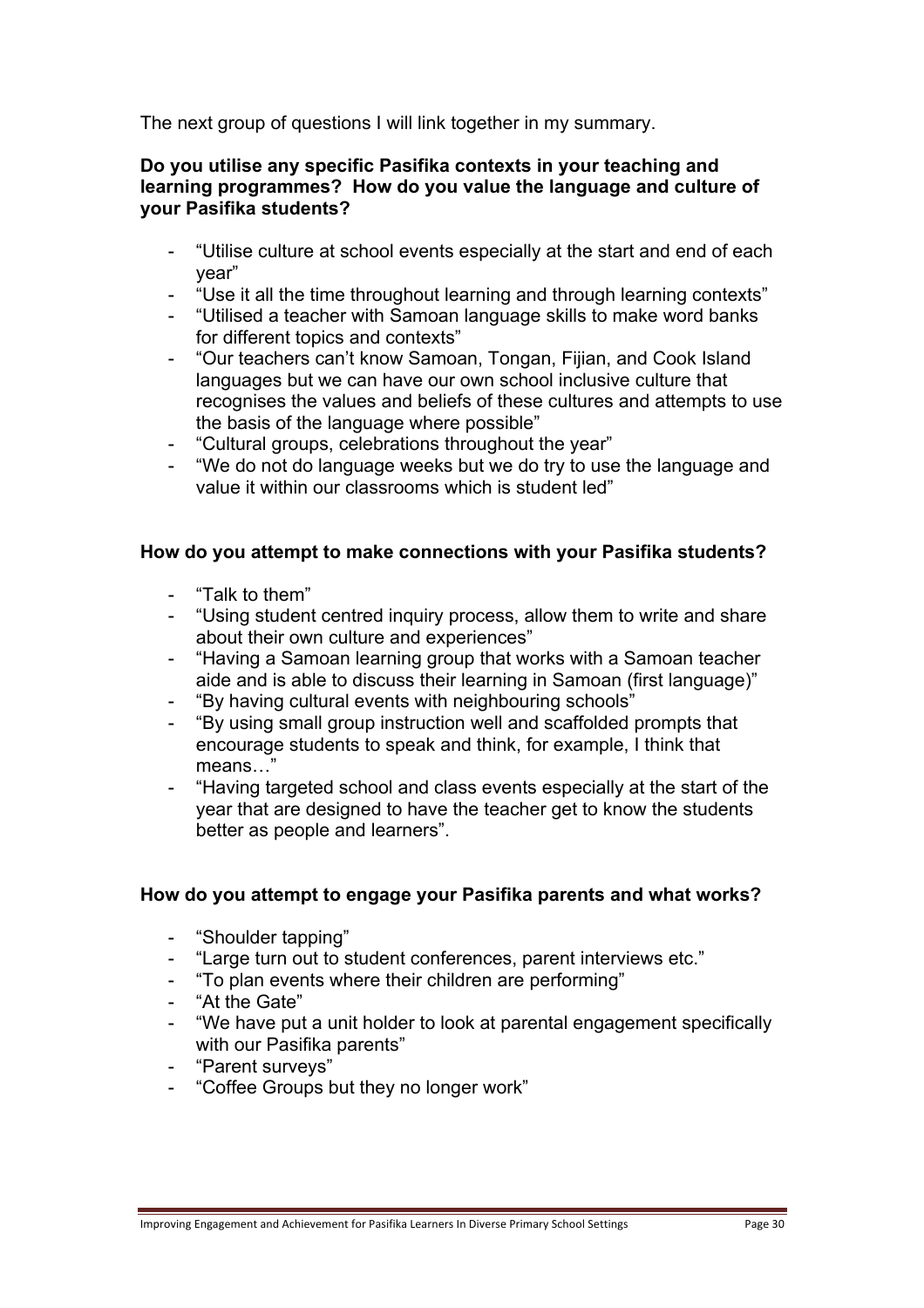The next group of questions I will link together in my summary.

**Do you utilise any specific Pasifika contexts in your teaching and learning programmes? How do you value the language and culture of your Pasifika students?**

- "Utilise culture at school events especially at the start and end of each year"
- "Use it all the time throughout learning and through learning contexts"
- "Utilised a teacher with Samoan language skills to make word banks for different topics and contexts"
- "Our teachers can't know Samoan, Tongan, Fijian, and Cook Island languages but we can have our own school inclusive culture that recognises the values and beliefs of these cultures and attempts to use the basis of the language where possible"
- "Cultural groups, celebrations throughout the year"
- "We do not do language weeks but we do try to use the language and value it within our classrooms which is student led"

**How do you attempt to make connections with your Pasifika students?**

- "Talk to them"
- "Using student centred inquiry process, allow them to write and share about their own culture and experiences"
- "Having a Samoan learning group that works with a Samoan teacher aide and is able to discuss their learning in Samoan (first language)"
- "By having cultural events with neighbouring schools"
- "By using small group instruction well and scaffolded prompts that encourage students to speak and think, for example, I think that means…"
- "Having targeted school and class events especially at the start of the year that are designed to have the teacher get to know the students better as people and learners".

**How do you attempt to engage your Pasifika parents and what works?**

- "Shoulder tapping"
- "Large turn out to student conferences, parent interviews etc."
- "To plan events where their children are performing"
- "At the Gate"
- "We have put a unit holder to look at parental engagement specifically with our Pasifika parents"
- "Parent surveys"
- "Coffee Groups but they no longer work"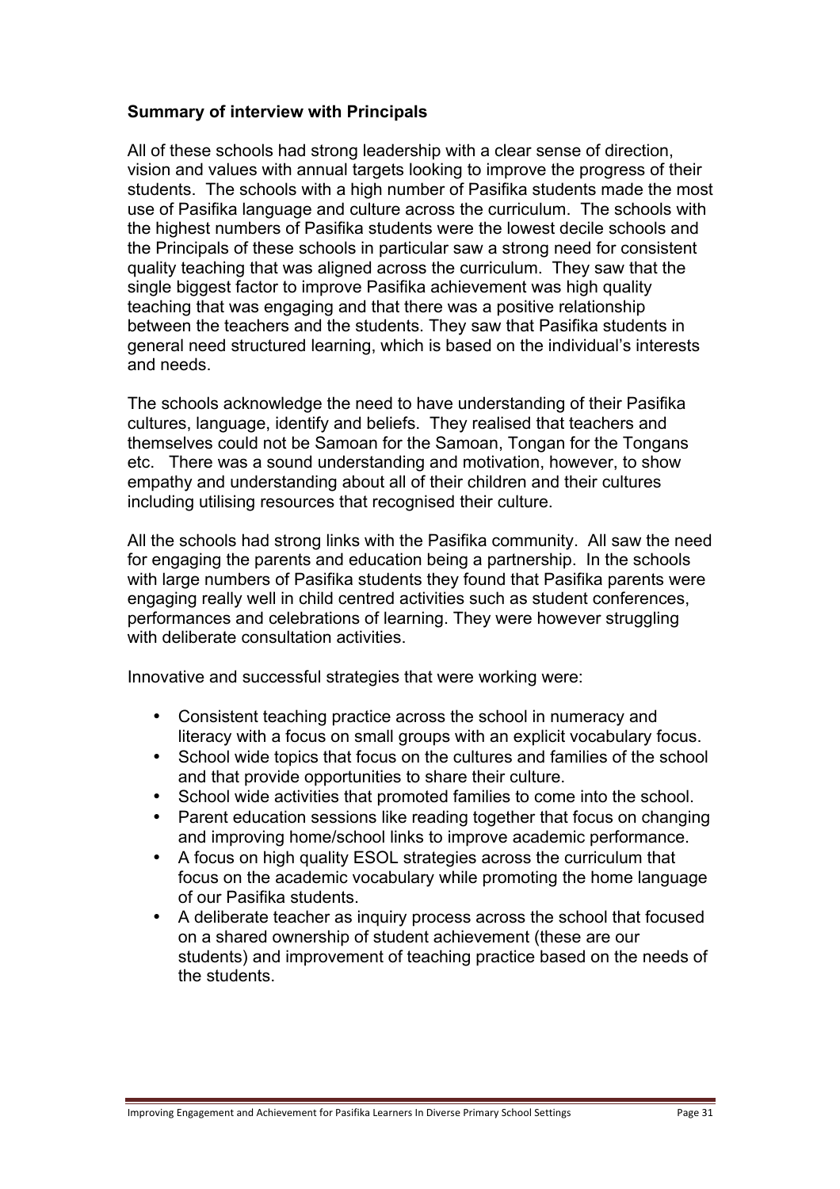**Summary of interview with Principals**

All of these schools had strong leadership with a clear sense of direction, vision and values with annual targets looking to improve the progress of their students. The schools with a high number of Pasifika students made the most use of Pasifika language and culture across the curriculum. The schools with the highest numbers of Pasifika students were the lowest decile schools and the Principals of these schools in particular saw a strong need for consistent quality teaching that was aligned across the curriculum. They saw that the single biggest factor to improve Pasifika achievement was high quality teaching that was engaging and that there was a positive relationship between the teachers and the students. They saw that Pasifika students in general need structured learning, which is based on the individual's interests and needs.

The schools acknowledge the need to have understanding of their Pasifika cultures, language, identify and beliefs. They realised that teachers and themselves could not be Samoan for the Samoan, Tongan for the Tongans etc. There was a sound understanding and motivation, however, to show empathy and understanding about all of their children and their cultures including utilising resources that recognised their culture.

All the schools had strong links with the Pasifika community. All saw the need for engaging the parents and education being a partnership. In the schools with large numbers of Pasifika students they found that Pasifika parents were engaging really well in child centred activities such as student conferences, performances and celebrations of learning. They were however struggling with deliberate consultation activities.

Innovative and successful strategies that were working were:

- Consistent teaching practice across the school in numeracy and literacy with a focus on small groups with an explicit vocabulary focus.
- School wide topics that focus on the cultures and families of the school and that provide opportunities to share their culture.
- School wide activities that promoted families to come into the school.
- Parent education sessions like reading together that focus on changing and improving home/school links to improve academic performance.
- A focus on high quality ESOL strategies across the curriculum that focus on the academic vocabulary while promoting the home language of our Pasifika students.
- A deliberate teacher as inquiry process across the school that focused on a shared ownership of student achievement (these are our students) and improvement of teaching practice based on the needs of the students.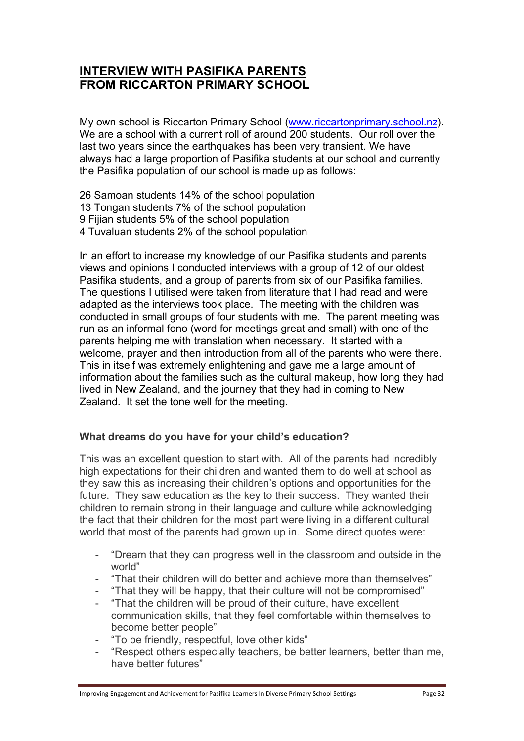# INTERVIEW WITH PASIFIKA PARENTS FROM RICCARTON PRIMARY SCHOOL

My own school is Riccarton Primary School (www.riccartonprimary.school.nz). We are a school with a current roll of around 200 students. Our roll over the last two years since the earthquakes has been very transient. We have always had a large proportion of Pasifika students at our school and currently the Pasifika population of our school is made up as follows:

26 Samoan students 14% of the school population
13 Tongan students 7% of the school population
9 Fijian students 5% of the school population
4 Tuvaluan students 2% of the school population

In an effort to increase my knowledge of our Pasifika students and parents views and opinions I conducted interviews with a group of 12 of our oldest Pasifika students, and a group of parents from six of our Pasifika families. The questions I utilised were taken from literature that I had read and were adapted as the interviews took place. The meeting with the children was conducted in small groups of four students with me. The parent meeting was run as an informal fono (word for meetings great and small) with one of the parents helping me with translation when necessary. It started with a welcome, prayer and then introduction from all of the parents who were there. This in itself was extremely enlightening and gave me a large amount of information about the families such as the cultural makeup, how long they had lived in New Zealand, and the journey that they had in coming to New Zealand. It set the tone well for the meeting.

**What dreams do you have for your child's education?**

This was an excellent question to start with. All of the parents had incredibly high expectations for their children and wanted them to do well at school as they saw this as increasing their children's options and opportunities for the future. They saw education as the key to their success. They wanted their children to remain strong in their language and culture while acknowledging the fact that their children for the most part were living in a different cultural world that most of the parents had grown up in. Some direct quotes were:

- "Dream that they can progress well in the classroom and outside in the world"
- "That their children will do better and achieve more than themselves"
- "That they will be happy, that their culture will not be compromised"
- "That the children will be proud of their culture, have excellent communication skills, that they feel comfortable within themselves to become better people"
- "To be friendly, respectful, love other kids"
- "Respect others especially teachers, be better learners, better than me, have better futures"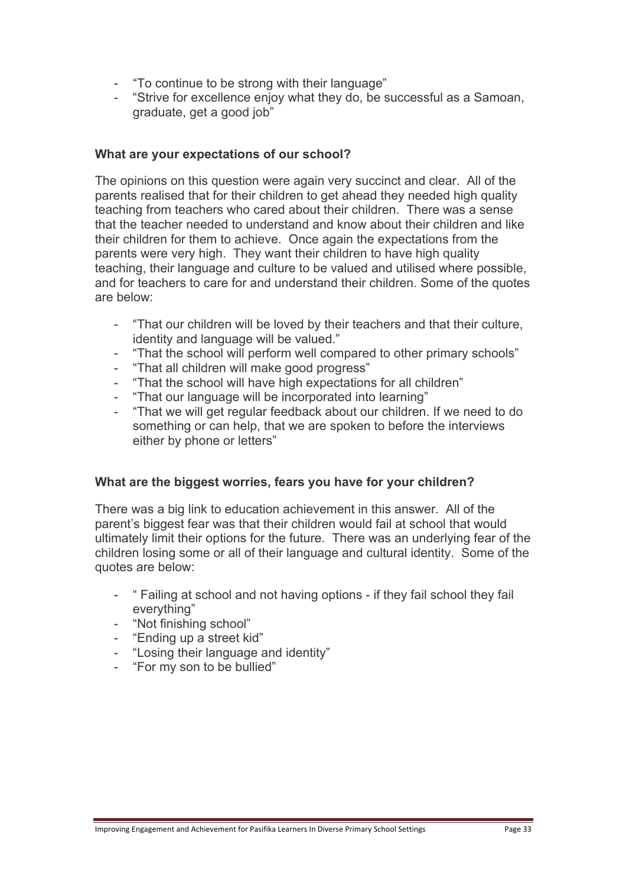- "To continue to be strong with their language"
- "Strive for excellence enjoy what they do, be successful as a Samoan, graduate, get a good job"

**What are your expectations of our school?**

The opinions on this question were again very succinct and clear. All of the parents realised that for their children to get ahead they needed high quality teaching from teachers who cared about their children. There was a sense that the teacher needed to understand and know about their children and like their children for them to achieve. Once again the expectations from the parents were very high. They want their children to have high quality teaching, their language and culture to be valued and utilised where possible, and for teachers to care for and understand their children. Some of the quotes are below:

- "That our children will be loved by their teachers and that their culture, identity and language will be valued."
- "That the school will perform well compared to other primary schools"
- "That all children will make good progress"
- "That the school will have high expectations for all children"
- "That our language will be incorporated into learning"
- "That we will get regular feedback about our children. If we need to do something or can help, that we are spoken to before the interviews either by phone or letters"

**What are the biggest worries, fears you have for your children?**

There was a big link to education achievement in this answer. All of the parent's biggest fear was that their children would fail at school that would ultimately limit their options for the future. There was an underlying fear of the children losing some or all of their language and cultural identity. Some of the quotes are below:

- " Failing at school and not having options - if they fail school they fail everything"
- "Not finishing school"
- "Ending up a street kid"
- "Losing their language and identity"
- "For my son to be bullied"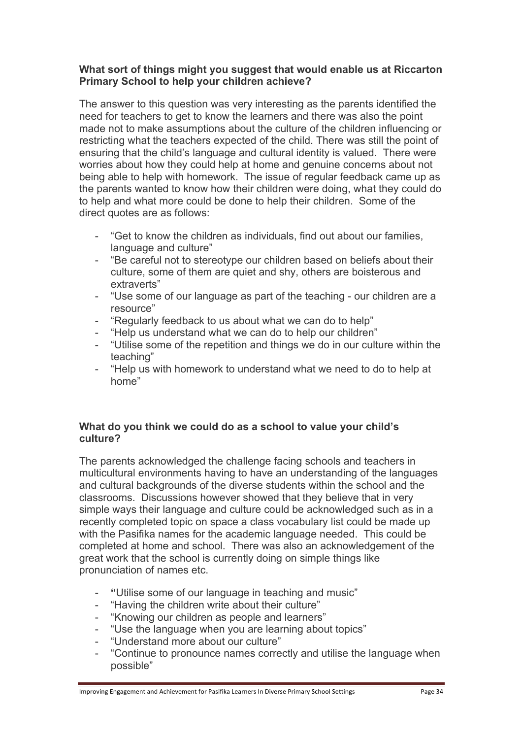**What sort of things might you suggest that would enable us at Riccarton Primary School to help your children achieve?**

The answer to this question was very interesting as the parents identified the need for teachers to get to know the learners and there was also the point made not to make assumptions about the culture of the children influencing or restricting what the teachers expected of the child. There was still the point of ensuring that the child's language and cultural identity is valued. There were worries about how they could help at home and genuine concerns about not being able to help with homework. The issue of regular feedback came up as the parents wanted to know how their children were doing, what they could do to help and what more could be done to help their children. Some of the direct quotes are as follows:

- "Get to know the children as individuals, find out about our families, language and culture"
- "Be careful not to stereotype our children based on beliefs about their culture, some of them are quiet and shy, others are boisterous and extraverts"
- "Use some of our language as part of the teaching - our children are a resource"
- "Regularly feedback to us about what we can do to help"
- "Help us understand what we can do to help our children"
- "Utilise some of the repetition and things we do in our culture within the teaching"
- "Help us with homework to understand what we need to do to help at home"

**What do you think we could do as a school to value your child's culture?**

The parents acknowledged the challenge facing schools and teachers in multicultural environments having to have an understanding of the languages and cultural backgrounds of the diverse students within the school and the classrooms. Discussions however showed that they believe that in very simple ways their language and culture could be acknowledged such as in a recently completed topic on space a class vocabulary list could be made up with the Pasifika names for the academic language needed. This could be completed at home and school. There was also an acknowledgement of the great work that the school is currently doing on simple things like pronunciation of names etc.

- "Utilise some of our language in teaching and music"
- "Having the children write about their culture"
- "Knowing our children as people and learners"
- "Use the language when you are learning about topics"
- "Understand more about our culture"
- "Continue to pronounce names correctly and utilise the language when possible"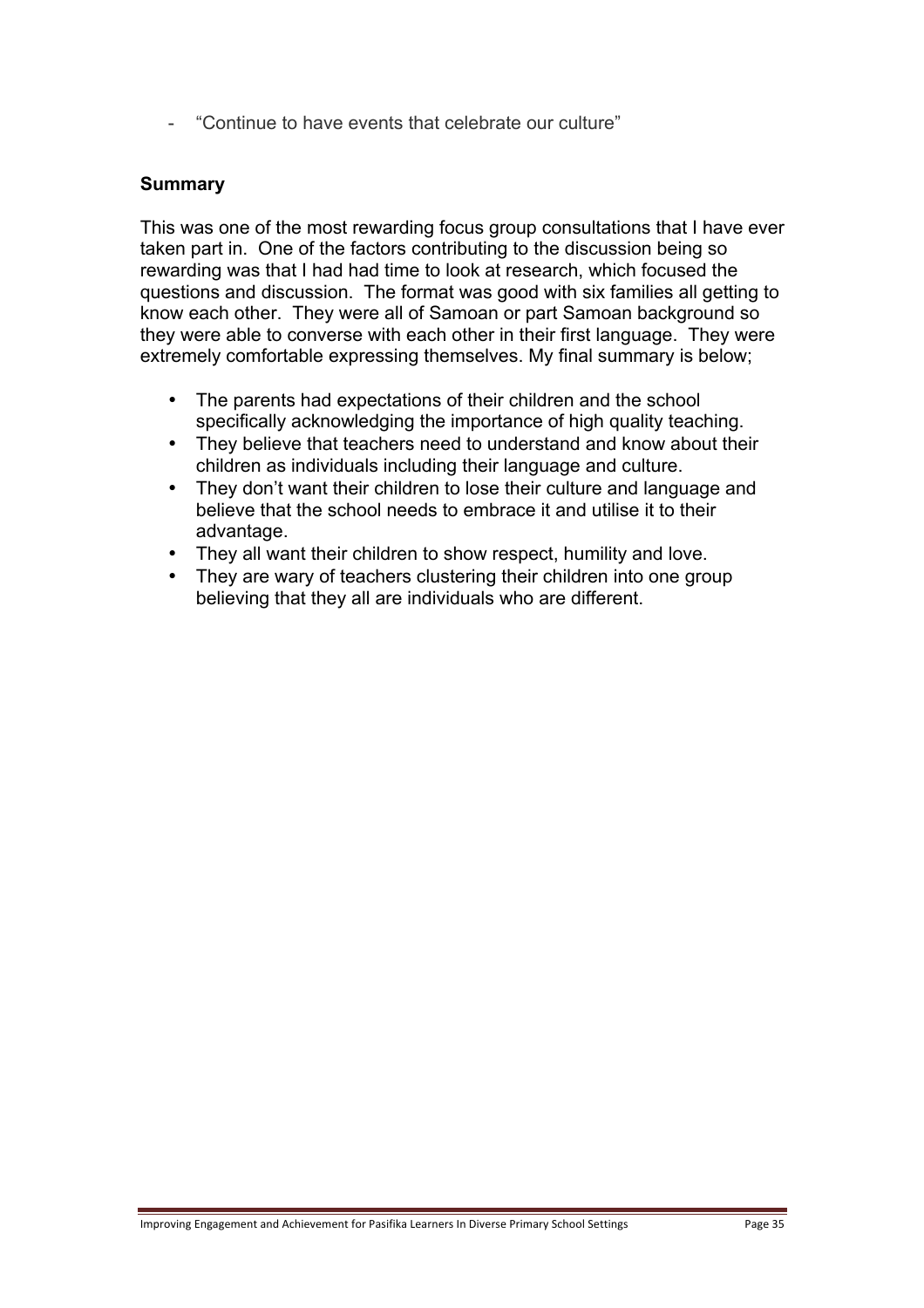- "Continue to have events that celebrate our culture"

**Summary**

This was one of the most rewarding focus group consultations that I have ever taken part in. One of the factors contributing to the discussion being so rewarding was that I had had time to look at research, which focused the questions and discussion. The format was good with six families all getting to know each other. They were all of Samoan or part Samoan background so they were able to converse with each other in their first language. They were extremely comfortable expressing themselves. My final summary is below;

- The parents had expectations of their children and the school specifically acknowledging the importance of high quality teaching.
- They believe that teachers need to understand and know about their children as individuals including their language and culture.
- They don't want their children to lose their culture and language and believe that the school needs to embrace it and utilise it to their advantage.
- They all want their children to show respect, humility and love.
- They are wary of teachers clustering their children into one group believing that they all are individuals who are different.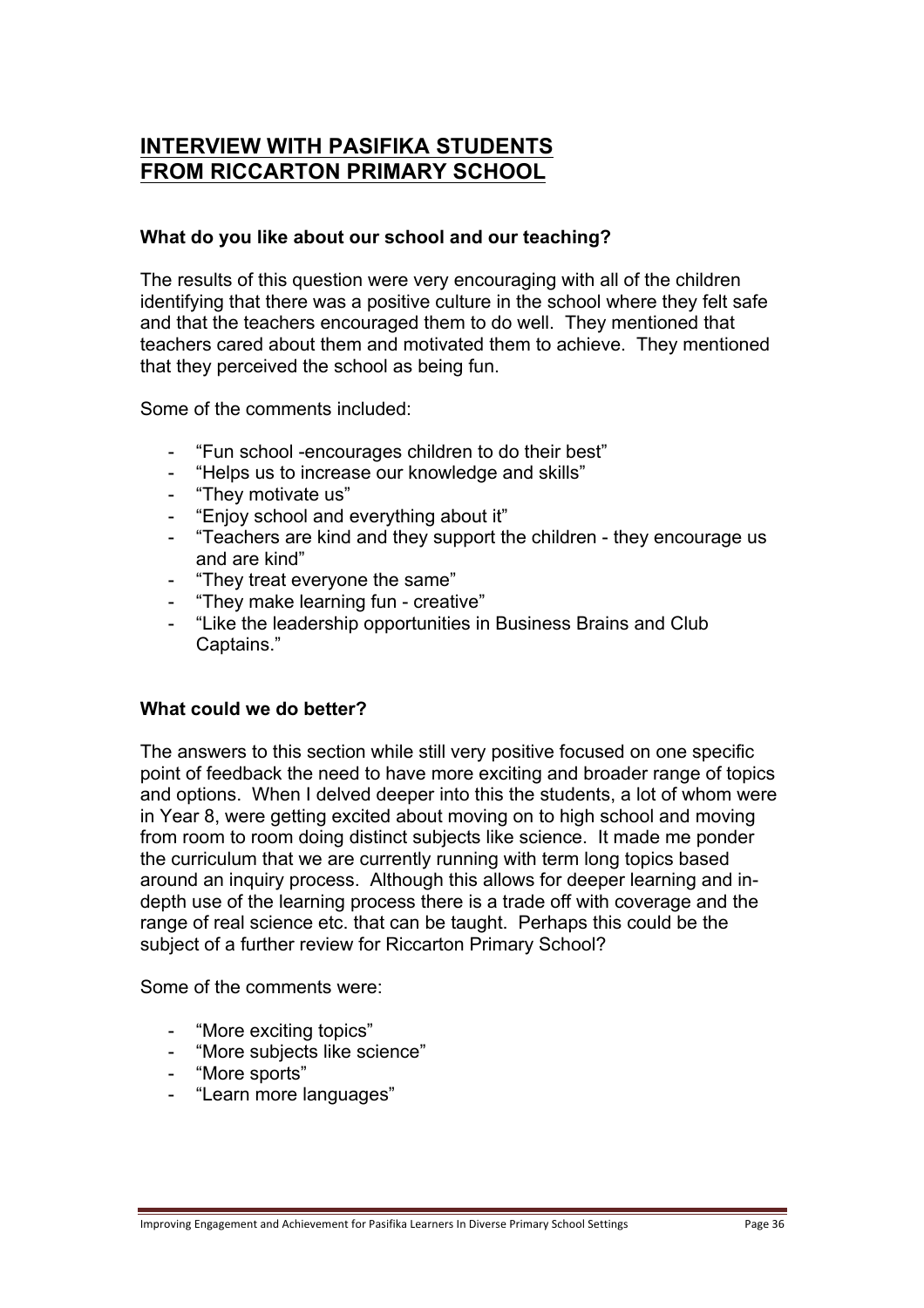## INTERVIEW WITH PASIFIKA STUDENTS FROM RICCARTON PRIMARY SCHOOL

**What do you like about our school and our teaching?**

The results of this question were very encouraging with all of the children identifying that there was a positive culture in the school where they felt safe and that the teachers encouraged them to do well. They mentioned that teachers cared about them and motivated them to achieve. They mentioned that they perceived the school as being fun.

Some of the comments included:

- "Fun school -encourages children to do their best"
- "Helps us to increase our knowledge and skills"
- "They motivate us"
- "Enjoy school and everything about it"
- "Teachers are kind and they support the children - they encourage us and are kind"
- "They treat everyone the same"
- "They make learning fun - creative"
- "Like the leadership opportunities in Business Brains and Club Captains."

**What could we do better?**

The answers to this section while still very positive focused on one specific point of feedback the need to have more exciting and broader range of topics and options. When I delved deeper into this the students, a lot of whom were in Year 8, were getting excited about moving on to high school and moving from room to room doing distinct subjects like science. It made me ponder the curriculum that we are currently running with term long topics based around an inquiry process. Although this allows for deeper learning and in-depth use of the learning process there is a trade off with coverage and the range of real science etc. that can be taught. Perhaps this could be the subject of a further review for Riccarton Primary School?

Some of the comments were:

- "More exciting topics"
- "More subjects like science"
- "More sports"
- "Learn more languages"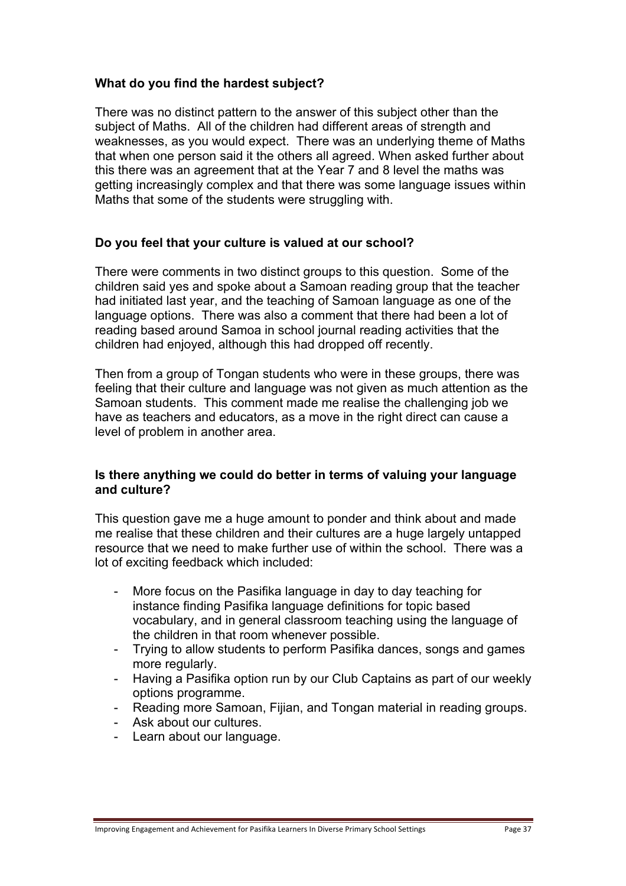**What do you find the hardest subject?**

There was no distinct pattern to the answer of this subject other than the subject of Maths. All of the children had different areas of strength and weaknesses, as you would expect. There was an underlying theme of Maths that when one person said it the others all agreed. When asked further about this there was an agreement that at the Year 7 and 8 level the maths was getting increasingly complex and that there was some language issues within Maths that some of the students were struggling with.

**Do you feel that your culture is valued at our school?**

There were comments in two distinct groups to this question. Some of the children said yes and spoke about a Samoan reading group that the teacher had initiated last year, and the teaching of Samoan language as one of the language options. There was also a comment that there had been a lot of reading based around Samoa in school journal reading activities that the children had enjoyed, although this had dropped off recently.

Then from a group of Tongan students who were in these groups, there was feeling that their culture and language was not given as much attention as the Samoan students. This comment made me realise the challenging job we have as teachers and educators, as a move in the right direct can cause a level of problem in another area.

**Is there anything we could do better in terms of valuing your language and culture?**

This question gave me a huge amount to ponder and think about and made me realise that these children and their cultures are a huge largely untapped resource that we need to make further use of within the school. There was a lot of exciting feedback which included:

- More focus on the Pasifika language in day to day teaching for instance finding Pasifika language definitions for topic based vocabulary, and in general classroom teaching using the language of the children in that room whenever possible.
- Trying to allow students to perform Pasifika dances, songs and games more regularly.
- Having a Pasifika option run by our Club Captains as part of our weekly options programme.
- Reading more Samoan, Fijian, and Tongan material in reading groups.
- Ask about our cultures.
- Learn about our language.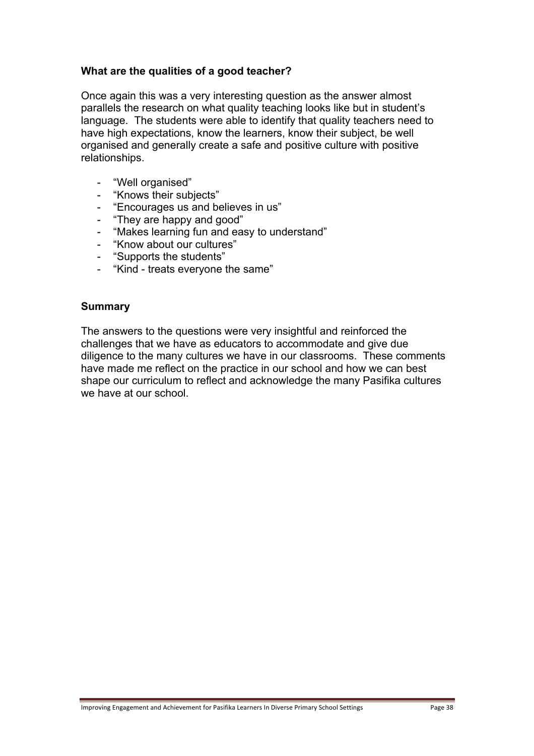### What are the qualities of a good teacher?

Once again this was a very interesting question as the answer almost parallels the research on what quality teaching looks like but in student's language. The students were able to identify that quality teachers need to have high expectations, know the learners, know their subject, be well organised and generally create a safe and positive culture with positive relationships.

- "Well organised"
- "Knows their subjects"
- "Encourages us and believes in us"
- "They are happy and good"
- "Makes learning fun and easy to understand"
- "Know about our cultures"
- "Supports the students"
- "Kind - treats everyone the same"

### Summary

The answers to the questions were very insightful and reinforced the challenges that we have as educators to accommodate and give due diligence to the many cultures we have in our classrooms. These comments have made me reflect on the practice in our school and how we can best shape our curriculum to reflect and acknowledge the many Pasifika cultures we have at our school.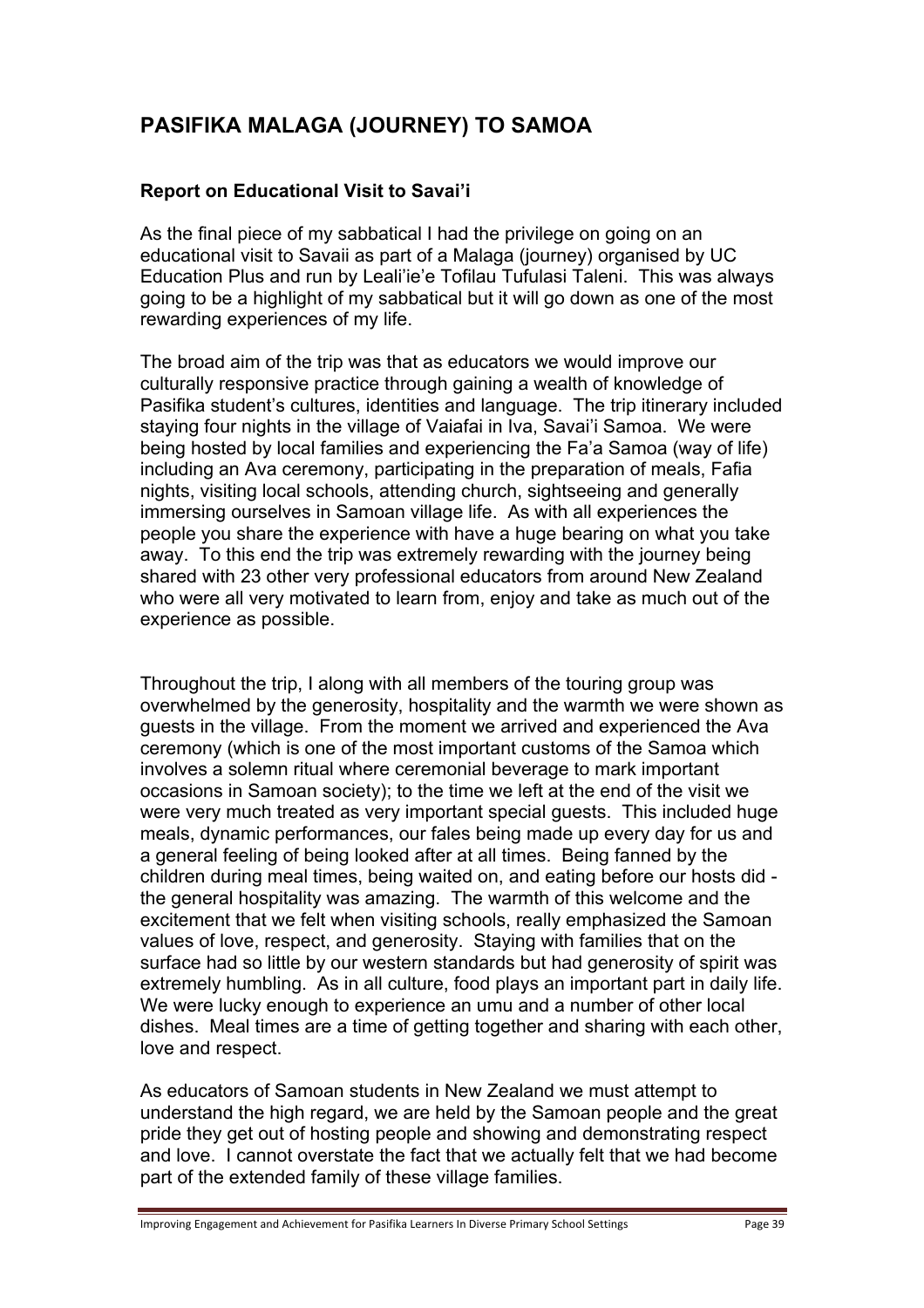# PASIFIKA MALAGA (JOURNEY) TO SAMOA

### Report on Educational Visit to Savai'i

As the final piece of my sabbatical I had the privilege on going on an educational visit to Savaii as part of a Malaga (journey) organised by UC Education Plus and run by Leali'ie'e Tofilau Tufulasi Taleni. This was always going to be a highlight of my sabbatical but it will go down as one of the most rewarding experiences of my life.

The broad aim of the trip was that as educators we would improve our culturally responsive practice through gaining a wealth of knowledge of Pasifika student's cultures, identities and language. The trip itinerary included staying four nights in the village of Vaiafai in Iva, Savai'i Samoa. We were being hosted by local families and experiencing the Fa'a Samoa (way of life) including an Ava ceremony, participating in the preparation of meals, Fafia nights, visiting local schools, attending church, sightseeing and generally immersing ourselves in Samoan village life. As with all experiences the people you share the experience with have a huge bearing on what you take away. To this end the trip was extremely rewarding with the journey being shared with 23 other very professional educators from around New Zealand who were all very motivated to learn from, enjoy and take as much out of the experience as possible.

Throughout the trip, I along with all members of the touring group was overwhelmed by the generosity, hospitality and the warmth we were shown as guests in the village. From the moment we arrived and experienced the Ava ceremony (which is one of the most important customs of the Samoa which involves a solemn ritual where ceremonial beverage to mark important occasions in Samoan society); to the time we left at the end of the visit we were very much treated as very important special guests. This included huge meals, dynamic performances, our fales being made up every day for us and a general feeling of being looked after at all times. Being fanned by the children during meal times, being waited on, and eating before our hosts did - the general hospitality was amazing. The warmth of this welcome and the excitement that we felt when visiting schools, really emphasized the Samoan values of love, respect, and generosity. Staying with families that on the surface had so little by our western standards but had generosity of spirit was extremely humbling. As in all culture, food plays an important part in daily life. We were lucky enough to experience an umu and a number of other local dishes. Meal times are a time of getting together and sharing with each other, love and respect.

As educators of Samoan students in New Zealand we must attempt to understand the high regard, we are held by the Samoan people and the great pride they get out of hosting people and showing and demonstrating respect and love. I cannot overstate the fact that we actually felt that we had become part of the extended family of these village families.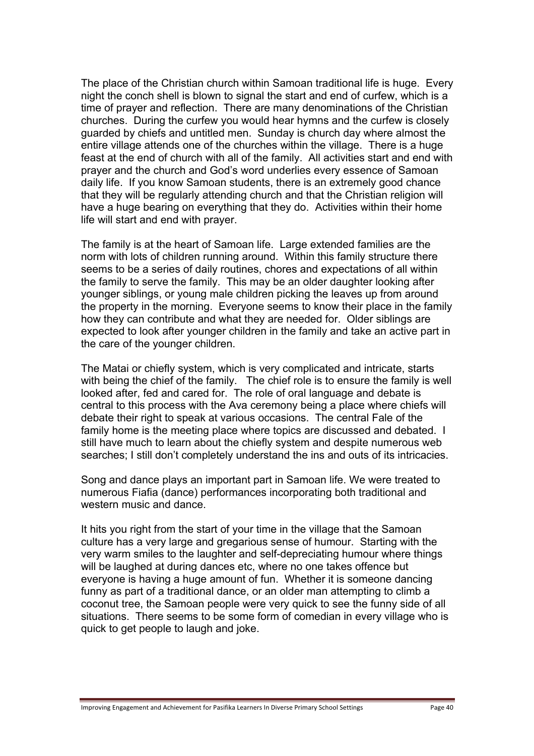The place of the Christian church within Samoan traditional life is huge. Every night the conch shell is blown to signal the start and end of curfew, which is a time of prayer and reflection. There are many denominations of the Christian churches. During the curfew you would hear hymns and the curfew is closely guarded by chiefs and untitled men. Sunday is church day where almost the entire village attends one of the churches within the village. There is a huge feast at the end of church with all of the family. All activities start and end with prayer and the church and God's word underlies every essence of Samoan daily life. If you know Samoan students, there is an extremely good chance that they will be regularly attending church and that the Christian religion will have a huge bearing on everything that they do. Activities within their home life will start and end with prayer.

The family is at the heart of Samoan life. Large extended families are the norm with lots of children running around. Within this family structure there seems to be a series of daily routines, chores and expectations of all within the family to serve the family. This may be an older daughter looking after younger siblings, or young male children picking the leaves up from around the property in the morning. Everyone seems to know their place in the family how they can contribute and what they are needed for. Older siblings are expected to look after younger children in the family and take an active part in the care of the younger children.

The Matai or chiefly system, which is very complicated and intricate, starts with being the chief of the family. The chief role is to ensure the family is well looked after, fed and cared for. The role of oral language and debate is central to this process with the Ava ceremony being a place where chiefs will debate their right to speak at various occasions. The central Fale of the family home is the meeting place where topics are discussed and debated. I still have much to learn about the chiefly system and despite numerous web searches; I still don't completely understand the ins and outs of its intricacies.

Song and dance plays an important part in Samoan life. We were treated to numerous Fiafia (dance) performances incorporating both traditional and western music and dance.

It hits you right from the start of your time in the village that the Samoan culture has a very large and gregarious sense of humour. Starting with the very warm smiles to the laughter and self-depreciating humour where things will be laughed at during dances etc, where no one takes offence but everyone is having a huge amount of fun. Whether it is someone dancing funny as part of a traditional dance, or an older man attempting to climb a coconut tree, the Samoan people were very quick to see the funny side of all situations. There seems to be some form of comedian in every village who is quick to get people to laugh and joke.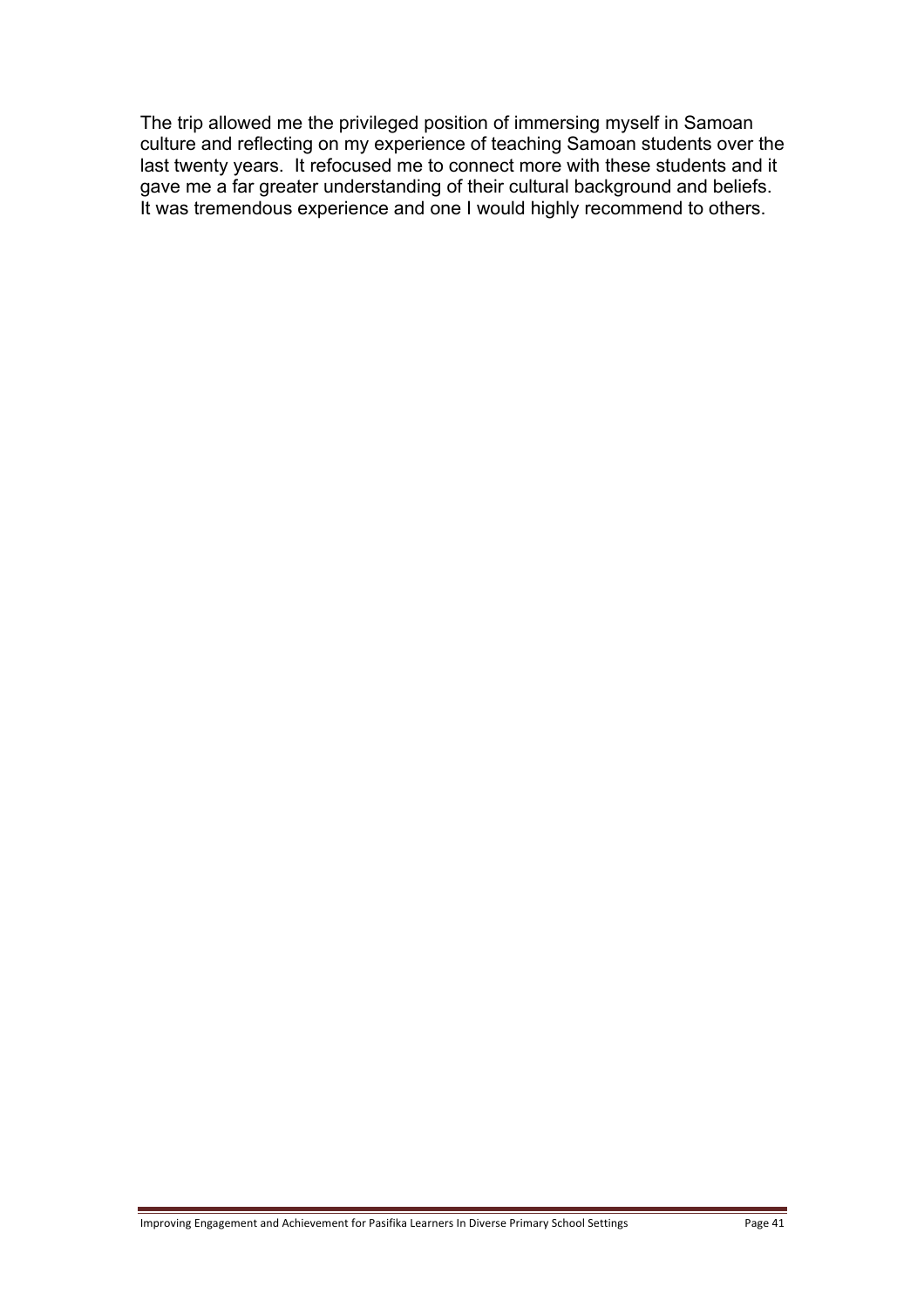The trip allowed me the privileged position of immersing myself in Samoan culture and reflecting on my experience of teaching Samoan students over the last twenty years. It refocused me to connect more with these students and it gave me a far greater understanding of their cultural background and beliefs. It was tremendous experience and one I would highly recommend to others.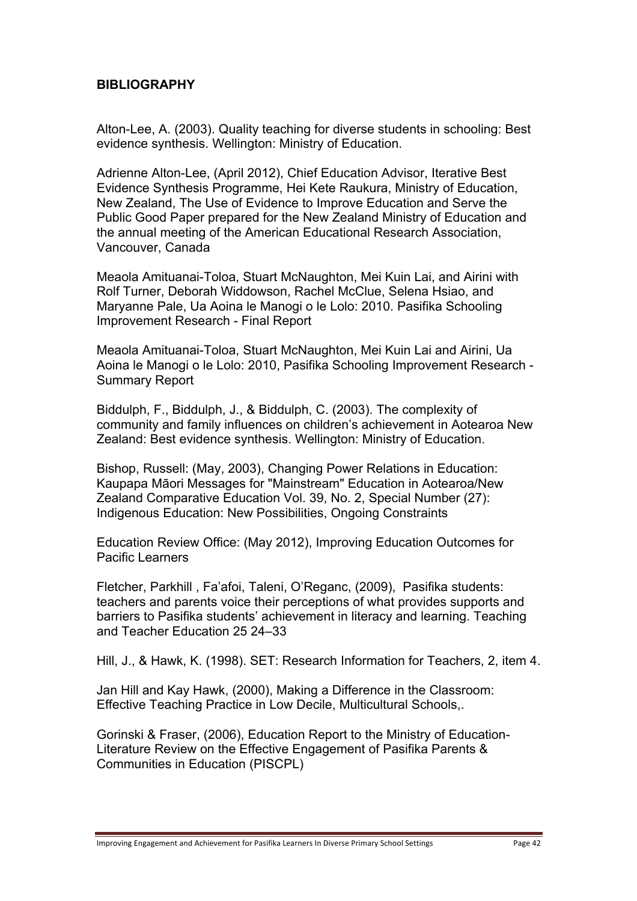## BIBLIOGRAPHY

Alton-Lee, A. (2003). Quality teaching for diverse students in schooling: Best evidence synthesis. Wellington: Ministry of Education.

Adrienne Alton-Lee, (April 2012), Chief Education Advisor, Iterative Best Evidence Synthesis Programme, Hei Kete Raukura, Ministry of Education, New Zealand, The Use of Evidence to Improve Education and Serve the Public Good Paper prepared for the New Zealand Ministry of Education and the annual meeting of the American Educational Research Association, Vancouver, Canada

Meaola Amituanai-Toloa, Stuart McNaughton, Mei Kuin Lai, and Airini with Rolf Turner, Deborah Widdowson, Rachel McClue, Selena Hsiao, and Maryanne Pale, Ua Aoina le Manogi o le Lolo: 2010. Pasifika Schooling Improvement Research - Final Report

Meaola Amituanai-Toloa, Stuart McNaughton, Mei Kuin Lai and Airini, Ua Aoina le Manogi o le Lolo: 2010, Pasifika Schooling Improvement Research - Summary Report

Biddulph, F., Biddulph, J., & Biddulph, C. (2003). The complexity of community and family influences on children's achievement in Aotearoa New Zealand: Best evidence synthesis. Wellington: Ministry of Education.

Bishop, Russell: (May, 2003), Changing Power Relations in Education: Kaupapa Māori Messages for "Mainstream" Education in Aotearoa/New Zealand Comparative Education Vol. 39, No. 2, Special Number (27): Indigenous Education: New Possibilities, Ongoing Constraints

Education Review Office: (May 2012), Improving Education Outcomes for Pacific Learners

Fletcher, Parkhill , Fa'afoi, Taleni, O'Reganc, (2009), Pasifika students: teachers and parents voice their perceptions of what provides supports and barriers to Pasifika students' achievement in literacy and learning. Teaching and Teacher Education 25 24–33

Hill, J., & Hawk, K. (1998). SET: Research Information for Teachers, 2, item 4.

Jan Hill and Kay Hawk, (2000), Making a Difference in the Classroom: Effective Teaching Practice in Low Decile, Multicultural Schools,.

Gorinski & Fraser, (2006), Education Report to the Ministry of Education- Literature Review on the Effective Engagement of Pasifika Parents & Communities in Education (PISCPL)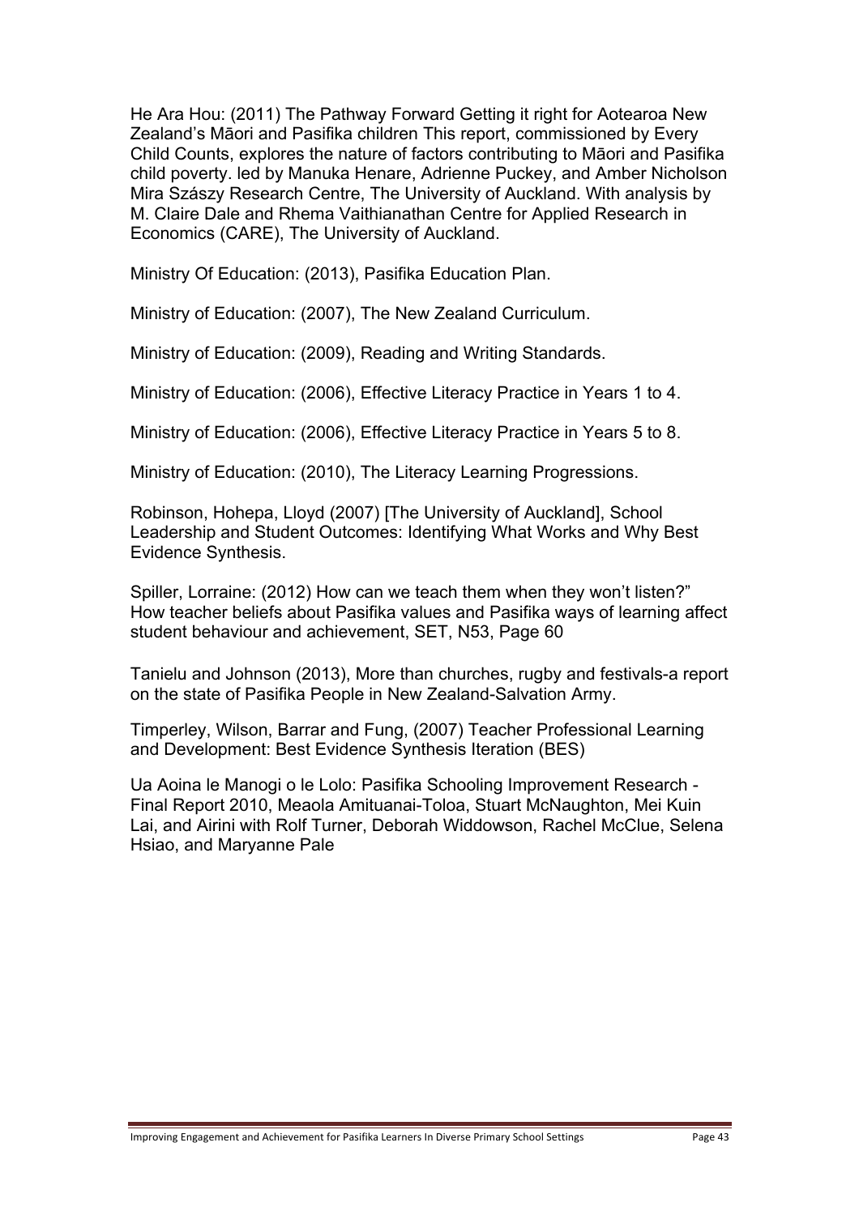He Ara Hou: (2011) The Pathway Forward Getting it right for Aotearoa New Zealand's Māori and Pasifika children This report, commissioned by Every Child Counts, explores the nature of factors contributing to Māori and Pasifika child poverty. led by Manuka Henare, Adrienne Puckey, and Amber Nicholson Mira Szászy Research Centre, The University of Auckland. With analysis by M. Claire Dale and Rhema Vaithianathan Centre for Applied Research in Economics (CARE), The University of Auckland.

Ministry Of Education: (2013), Pasifika Education Plan.

Ministry of Education: (2007), The New Zealand Curriculum.

Ministry of Education: (2009), Reading and Writing Standards.

Ministry of Education: (2006), Effective Literacy Practice in Years 1 to 4.

Ministry of Education: (2006), Effective Literacy Practice in Years 5 to 8.

Ministry of Education: (2010), The Literacy Learning Progressions.

Robinson, Hohepa, Lloyd (2007) [The University of Auckland], School Leadership and Student Outcomes: Identifying What Works and Why Best Evidence Synthesis.

Spiller, Lorraine: (2012) How can we teach them when they won't listen?" How teacher beliefs about Pasifika values and Pasifika ways of learning affect student behaviour and achievement, SET, N53, Page 60

Tanielu and Johnson (2013), More than churches, rugby and festivals-a report on the state of Pasifika People in New Zealand-Salvation Army.

Timperley, Wilson, Barrar and Fung, (2007) Teacher Professional Learning and Development: Best Evidence Synthesis Iteration (BES)

Ua Aoina le Manogi o le Lolo: Pasifika Schooling Improvement Research - Final Report 2010, Meaola Amituanai-Toloa, Stuart McNaughton, Mei Kuin Lai, and Airini with Rolf Turner, Deborah Widdowson, Rachel McClue, Selena Hsiao, and Maryanne Pale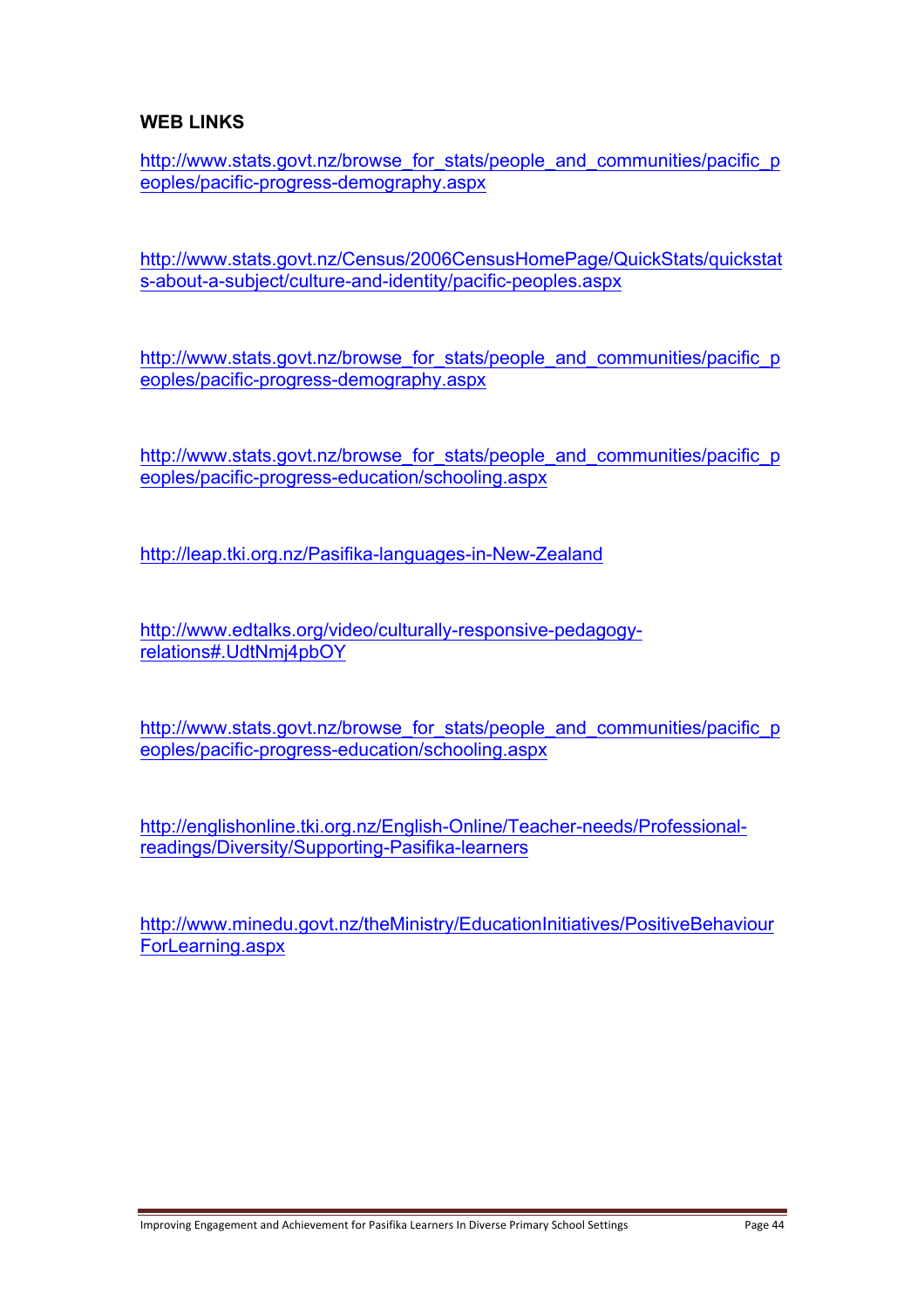**WEB LINKS**

http://www.stats.govt.nz/browse_for_stats/people_and_communities/pacific_peoples/pacific-progress-demography.aspx

http://www.stats.govt.nz/Census/2006CensusHomePage/QuickStats/quickstats-about-a-subject/culture-and-identity/pacific-peoples.aspx

http://www.stats.govt.nz/browse_for_stats/people_and_communities/pacific_peoples/pacific-progress-demography.aspx

http://www.stats.govt.nz/browse_for_stats/people_and_communities/pacific_peoples/pacific-progress-education/schooling.aspx

http://leap.tki.org.nz/Pasifika-languages-in-New-Zealand

http://www.edtalks.org/video/culturally-responsive-pedagogy-relations#.UdtNmj4pbOY

http://www.stats.govt.nz/browse_for_stats/people_and_communities/pacific_peoples/pacific-progress-education/schooling.aspx

http://englishonline.tki.org.nz/English-Online/Teacher-needs/Professional-readings/Diversity/Supporting-Pasifika-learners

http://www.minedu.govt.nz/theMinistry/EducationInitiatives/PositiveBehaviourForLearning.aspx